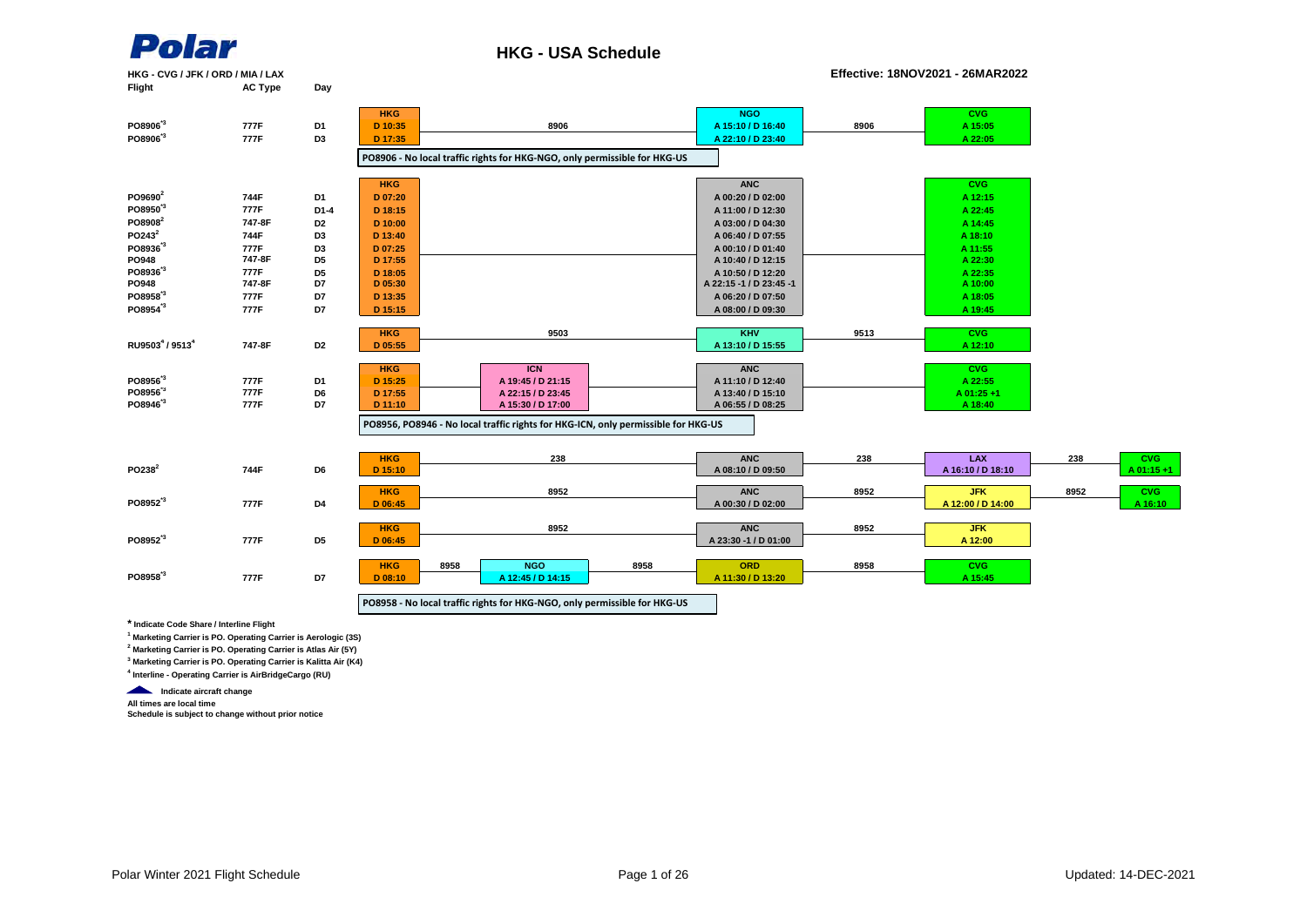**Polar**

# HKG - USA Schedule

**HKG - CVG / JFK / ORD / MIA / LAX**

**Effective: 18NOV2021 - 26MAR2022**

| Flight | AC Type | Day | HKG | | | ANC / Via | | | | |
|---|---|---|---|---|---|---|---|---|---|---|
| PO8906*[3] | 777F | D1 | D 10:35 | 8906 | NGO A 15:10 / D 16:40 | 8906 | CVG A 15:05 | | | |
| PO8906*[3] | 777F | D3 | D 17:35 | | NGO A 22:10 / D 23:40 | | CVG A 22:05 | | | |

PO8906 - No local traffic rights for HKG-NGO, only permissible for HKG-US

| Flight | AC Type | Day | HKG | ANC | CVG |
|---|---|---|---|---|---|
| PO9690[2] | 744F | D1 | D 07:20 | A 00:20 / D 02:00 | A 12:15 |
| PO8950*[3] | 777F | D1-4 | D 18:15 | A 11:00 / D 12:30 | A 22:45 |
| PO8908[2] | 747-8F | D2 | D 10:00 | A 03:00 / D 04:30 | A 14:45 |
| PO243[2] | 744F | D3 | D 13:40 | A 06:40 / D 07:55 | A 18:10 |
| PO8936*[3] | 777F | D3 | D 07:25 | A 00:10 / D 01:40 | A 11:55 |
| PO948 | 747-8F | D5 | D 17:55 | A 10:40 / D 12:15 | A 22:30 |
| PO8936*[3] | 777F | D5 | D 18:05 | A 10:50 / D 12:20 | A 22:35 |
| PO948 | 747-8F | D7 | D 05:30 | A 22:15 -1 / D 23:45 -1 | A 10:00 |
| PO8958*[3] | 777F | D7 | D 13:35 | A 06:20 / D 07:50 | A 18:05 |
| PO8954*[3] | 777F | D7 | D 15:15 | A 08:00 / D 09:30 | A 19:45 |

| Flight | AC Type | Day | HKG | | KHV | | CVG |
|---|---|---|---|---|---|---|---|
| RU9503[4] / 9513[4] | 747-8F | D2 | D 05:55 | 9503 | A 13:10 / D 15:55 | 9513 | A 12:10 |

| Flight | AC Type | Day | HKG | ICN | ANC | CVG |
|---|---|---|---|---|---|---|
| PO8956*[3] | 777F | D1 | D 15:25 | A 19:45 / D 21:15 | A 11:10 / D 12:40 | A 22:55 |
| PO8956*[3] | 777F | D6 | D 17:55 | A 22:15 / D 23:45 | A 13:40 / D 15:10 | A 01:25 +1 |
| PO8946*[3] | 777F | D7 | D 11:10 | A 15:30 / D 17:00 | A 06:55 / D 08:25 | A 18:40 |

PO8956, PO8946 - No local traffic rights for HKG-ICN, only permissible for HKG-US

| Flight | AC Type | Day | HKG | | ANC | | LAX / JFK | | CVG |
|---|---|---|---|---|---|---|---|---|---|
| PO238[2] | 744F | D6 | D 15:10 | 238 | A 08:10 / D 09:50 | 238 | LAX A 16:10 / D 18:10 | 238 | A 01:15 +1 |
| PO8952*[3] | 777F | D4 | D 06:45 | 8952 | A 00:30 / D 02:00 | 8952 | JFK A 12:00 / D 14:00 | 8952 | A 16:10 |
| PO8952*[3] | 777F | D5 | D 06:45 | 8952 | A 23:30 -1 / D 01:00 | 8952 | JFK A 12:00 | | |

| Flight | AC Type | Day | HKG | | NGO | | ORD | | CVG |
|---|---|---|---|---|---|---|---|---|---|
| PO8958*[3] | 777F | D7 | D 08:10 | 8958 | A 12:45 / D 14:15 | 8958 | A 11:30 / D 13:20 | 8958 | A 15:45 |

PO8958 - No local traffic rights for HKG-NGO, only permissible for HKG-US

\* Indicate Code Share / Interline Flight

[1] Marketing Carrier is PO. Operating Carrier is Aerologic (3S)

[2] Marketing Carrier is PO. Operating Carrier is Atlas Air (5Y)

[3] Marketing Carrier is PO. Operating Carrier is Kalitta Air (K4)

[4] Interline - Operating Carrier is AirBridgeCargo (RU)

Indicate aircraft change

All times are local time

Schedule is subject to change without prior notice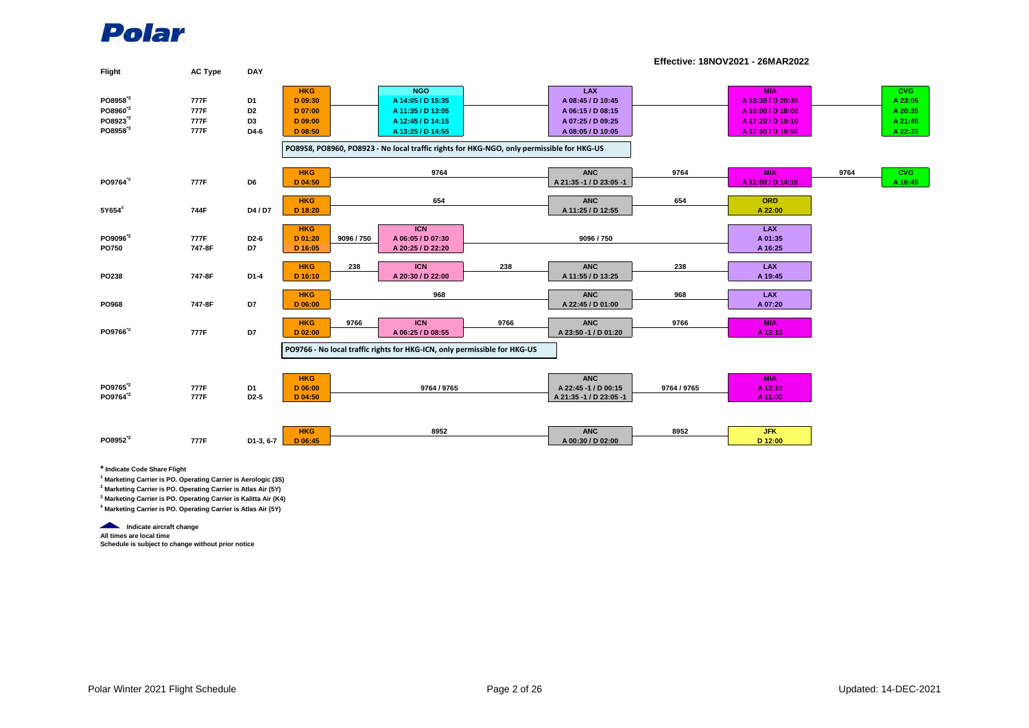**Polar**

**Effective: 18NOV2021 - 26MAR2022**

| Flight | AC Type | DAY | HKG | | NGO | | LAX | | MIA | | CVG |
|---|---|---|---|---|---|---|---|---|---|---|---|
| PO8958*3 | 777F | D1 | D 09:30 | | A 14:05 / D 15:35 | | A 08:45 / D 10:45 | | A 18:30 / D 20:30 | | A 23:05 |
| PO8960*3 | 777F | D2 | D 07:00 | | A 11:35 / D 13:05 | | A 06:15 / D 08:15 | | A 16:00 / D 18:00 | | A 20:35 |
| PO8923*3 | 777F | D3 | D 09:00 | | A 12:45 / D 14:15 | | A 07:25 / D 09:25 | | A 17:20 / D 19:10 | | A 21:45 |
| PO8958*3 | 777F | D4-6 | D 08:50 | | A 13:25 / D 14:55 | | A 08:05 / D 10:05 | | A 17:50 / D 19:50 | | A 22:25 |

PO8958, PO8960, PO8923 - No local traffic rights for HKG-NGO, only permissible for HKG-US

| Flight | AC Type | DAY | HKG | | | | ANC | | MIA | | CVG |
|---|---|---|---|---|---|---|---|---|---|---|---|
| PO9764*2 | 777F | D6 | D 04:50 | 9764 | | | A 21:35 -1 / D 23:05 -1 | 9764 | A 11:00 / D 14:10 | 9764 | A 16:45 |

| Flight | AC Type | DAY | HKG | | | | ANC | | ORD |
|---|---|---|---|---|---|---|---|---|---|
| 5Y654*2 | 744F | D4 / D7 | D 18:20 | 654 | | | A 11:25 / D 12:55 | 654 | A 22:00 |

| Flight | AC Type | DAY | HKG | | ICN | | | | LAX |
|---|---|---|---|---|---|---|---|---|---|
| PO9096*2 | 777F | D2-6 | D 01:20 | 9096 / 750 | A 06:05 / D 07:30 | 9096 / 750 | | | A 01:35 |
| PO750 | 747-8F | D7 | D 16:05 | | A 20:25 / D 22:20 | | | | A 16:25 |

| Flight | AC Type | DAY | HKG | | ICN | | ANC | | LAX |
|---|---|---|---|---|---|---|---|---|---|
| PO238 | 747-8F | D1-4 | D 16:10 | 238 | A 20:30 / D 22:00 | 238 | A 11:55 / D 13:25 | 238 | A 19:45 |

| Flight | AC Type | DAY | HKG | | | | ANC | | LAX |
|---|---|---|---|---|---|---|---|---|---|
| PO968 | 747-8F | D7 | D 06:00 | 968 | | | A 22:45 / D 01:00 | 968 | A 07:20 |

| Flight | AC Type | DAY | HKG | | ICN | | ANC | | MIA |
|---|---|---|---|---|---|---|---|---|---|
| PO9766*2 | 777F | D7 | D 02:00 | 9766 | A 06:25 / D 08:55 | 9766 | A 23:50 -1 / D 01:20 | 9766 | A 12:15 |

PO9766 - No local traffic rights for HKG-ICN, only permissible for HKG-US

| Flight | AC Type | DAY | HKG | | | | ANC | | MIA |
|---|---|---|---|---|---|---|---|---|---|
| PO9765*2 | 777F | D1 | D 06:00 | 9764 / 9765 | | | A 22:45 -1 / D 00:15 | 9764 / 9765 | A 12:10 |
| PO9764*2 | 777F | D2-5 | D 04:50 | | | | A 21:35 -1 / D 23:05 -1 | | A 11:00 |

| Flight | AC Type | DAY | HKG | | | | ANC | | JFK |
|---|---|---|---|---|---|---|---|---|---|
| PO8952*2 | 777F | D1-3, 6-7 | D 06:45 | 8952 | | | A 00:30 / D 02:00 | 8952 | D 12:00 |

**\* Indicate Code Share Flight**

[1] Marketing Carrier is PO. Operating Carrier is Aerologic (3S)

[2] Marketing Carrier is PO. Operating Carrier is Atlas Air (5Y)

[3] Marketing Carrier is PO. Operating Carrier is Kalitta Air (K4)

[4] Marketing Carrier is PO. Operating Carrier is Atlas Air (5Y)

Indicate aircraft change

All times are local time

Schedule is subject to change without prior notice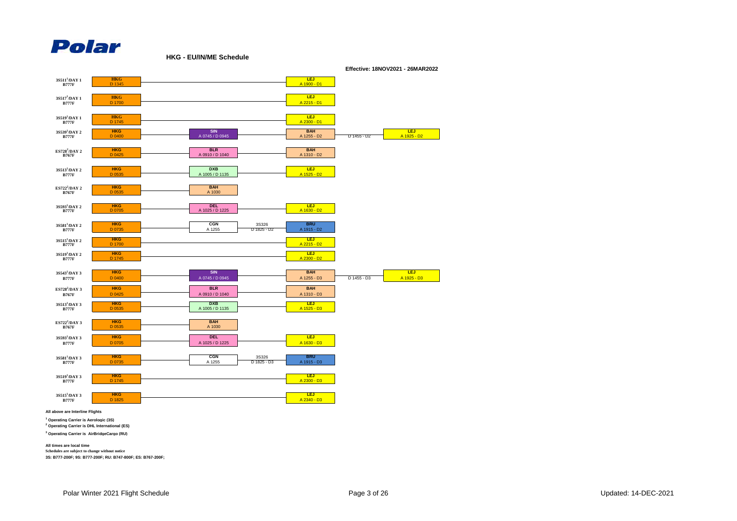**Polar**

## HKG - EU/IN/ME Schedule

**Effective: 18NOV2021 - 26MAR2022**

| Flight / Day / Aircraft | Origin | Stop 1 | Connecting | Stop 2 | Connecting | Destination |
|---|---|---|---|---|---|---|
| 3S511[1]/DAY 1 B777F | HKG D 1345 | | | LEJ A 1900 - D1 | | |
| 3S517[1]/DAY 1 B777F | HKG D 1700 | | | LEJ A 2215 - D1 | | |
| 3S519[1]/DAY 1 B777F | HKG D 1745 | | | LEJ A 2300 - D1 | | |
| 3S539[1]/DAY 2 B777F | HKG D 0400 | SIN A 0745 / D 0945 | | BAH A 1255 - D2 | D 1455 - D2 | LEJ A 1925 - D2 |
| ES728[2]/DAY 2 B767F | HKG D 0425 | BLR A 0910 / D 1040 | | BAH A 1310 - D2 | | |
| 3S513[1]/DAY 2 B777F | HKG D 0535 | DXB A 1005 / D 1135 | | LEJ A 1525 - D2 | | |
| ES722[2]/DAY 2 B767F | HKG D 0535 | BAH A 1030 | | | | |
| 3S593[1]/DAY 2 B777F | HKG D 0705 | DEL A 1025 / D 1225 | | LEJ A 1630 - D2 | | |
| 3S581[1]/DAY 2 B777F | HKG D 0735 | CGN A 1255 | 3S326 D 1825 - D2 | BRU A 1915 - D2 | | |
| 3S515[1]/DAY 2 B777F | HKG D 1700 | | | LEJ A 2215 - D2 | | |
| 3S519[1]/DAY 2 B777F | HKG D 1745 | | | LEJ A 2300 - D2 | | |
| 3S543[1]/DAY 3 B777F | HKG D 0400 | SIN A 0745 / D 0945 | | BAH A 1255 - D3 | D 1455 - D3 | LEJ A 1925 - D3 |
| ES728[2]/DAY 3 B767F | HKG D 0425 | BLR A 0910 / D 1040 | | BAH A 1310 - D3 | | |
| 3S513[1]/DAY 3 B777F | HKG D 0535 | DXB A 1005 / D 1135 | | LEJ A 1525 - D3 | | |
| ES722[2]/DAY 3 B767F | HKG D 0535 | BAH A 1030 | | | | |
| 3S593[1]/DAY 3 B777F | HKG D 0705 | DEL A 1025 / D 1225 | | LEJ A 1630 - D3 | | |
| 3S581[1]/DAY 3 B777F | HKG D 0735 | CGN A 1255 | 3S326 D 1825 - D3 | BRU A 1915 - D3 | | |
| 3S519[1]/DAY 3 B777F | HKG D 1745 | | | LEJ A 2300 - D3 | | |
| 3S515[1]/DAY 3 B777F | HKG D 1825 | | | LEJ A 2340 - D3 | | |

**All above are Interline Flights**

[1] **Operating Carrier is Aerologic (3S)**

[2] **Operating Carrier is DHL International (ES)**

[3] **Operating Carrier is AirBridgeCargo (RU)**

**All times are local time**

**Schedules are subject to change without notice**

**3S: B777-200F; 9S: B777-200F; RU: B747-800F; ES: B767-200F;**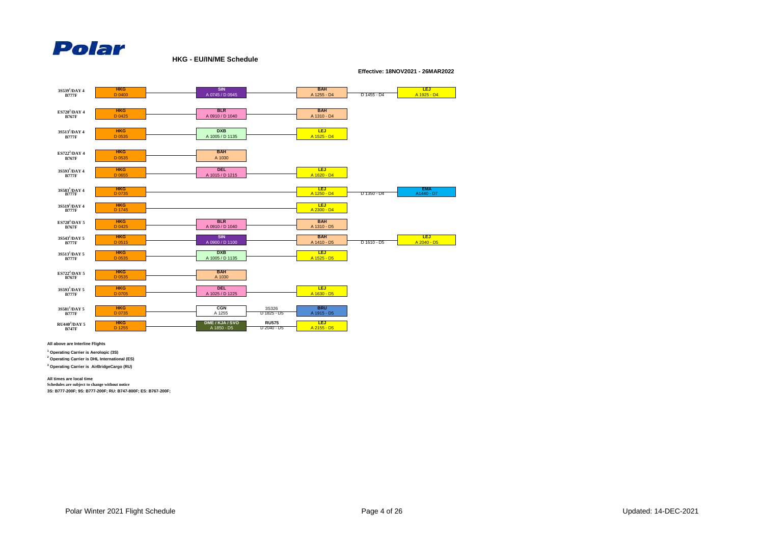**Polar**

## HKG - EU/IN/ME Schedule

**Effective: 18NOV2021 - 26MAR2022**

| Flight / Day / Aircraft | Origin | Stop 1 | Connection | Stop 2 | Connection | Destination |
|---|---|---|---|---|---|---|
| 3S539[1]/DAY 4 B777F | HKG D 0400 | SIN A 0745 / D 0945 | | BAH A 1255 - D4 | D 1455 - D4 | LEJ A 1925 - D4 |
| ES728[2]/DAY 4 B767F | HKG D 0425 | BLR A 0910 / D 1040 | | BAH A 1310 - D4 | | |
| 3S513[1]/DAY 4 B777F | HKG D 0535 | DXB A 1005 / D 1135 | | LEJ A 1525 - D4 | | |
| ES722[2]/DAY 4 B767F | HKG D 0535 | BAH A 1030 | | | | |
| 3S593[1]/DAY 4 B777F | HKG D 0655 | DEL A 1015 / D 1215 | | LEJ A 1620 - D4 | | |
| 3S583[1]/DAY 4 B777F | HKG D 0735 | | | LEJ A 1250 - D4 | D 1350 - D4 | EMA A1440 - D7 |
| 3S519[1]/DAY 4 B777F | HKG D 1745 | | | LEJ A 2300 - D4 | | |
| ES728[2]/DAY 5 B767F | HKG D 0425 | BLR A 0910 / D 1040 | | BAH A 1310 - D5 | | |
| 3S543[1]/DAY 5 B777F | HKG D 0515 | SIN A 0900 / D 1100 | | BAH A 1410 - D5 | D 1610 - D5 | LEJ A 2040 - D5 |
| 3S513[1]/DAY 5 B777F | HKG D 0535 | DXB A 1005 / D 1135 | | LEJ A 1525 - D5 | | |
| ES722[2]/DAY 5 B767F | HKG D 0535 | BAH A 1030 | | | | |
| 3S593[1]/DAY 5 B777F | HKG D 0705 | DEL A 1025 / D 1225 | | LEJ A 1630 - D5 | | |
| 3S581[1]/DAY 5 B777F | HKG D 0735 | CGN A 1255 | 3S326 D 1825 - D5 | BRU A 1915 - D5 | | |
| RU440[3]/DAY 5 B747F | HKG D 1255 | DME / KJA / SVO A 1850 - D5 | RU575 D 2040 - D5 | LEJ A 2155 - D5 | | |

**All above are Interline Flights**

[1] **Operating Carrier is Aerologic (3S)**

[2] **Operating Carrier is DHL International (ES)**

[3] **Operating Carrier is AirBridgeCargo (RU)**

**All times are local time**

**Schedules are subject to change without notice**

**3S: B777-200F; 9S: B777-200F; RU: B747-800F; ES: B767-200F;**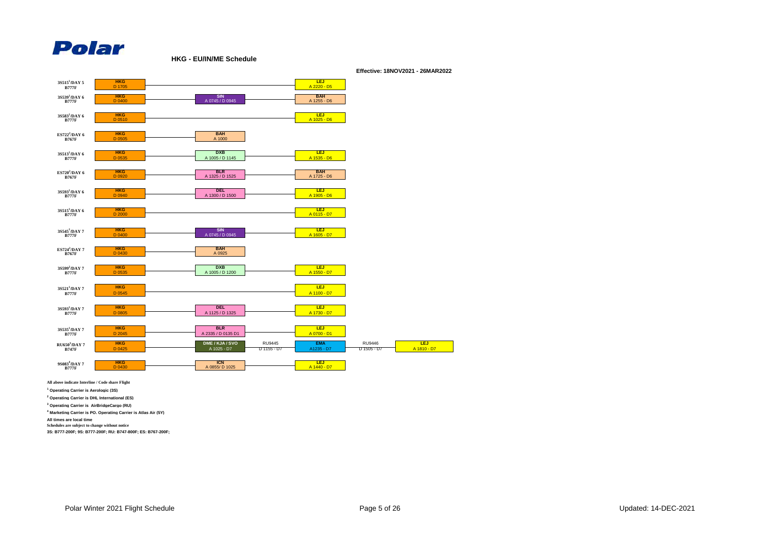**Polar**

## HKG - EU/IN/ME Schedule

**Effective: 18NOV2021 - 26MAR2022**

| Flight / Day / Aircraft | Origin | Stop 1 | | Stop 2 | | Destination |
|---|---|---|---|---|---|---|
| 3S515[1]/DAY 5 B777F | HKG D 1705 | | | LEJ A 2220 - D5 | | |
| 3S539[1]/DAY 6 B777F | HKG D 0400 | SIN A 0745 / D 0945 | | BAH A 1255 - D6 | | |
| 3S583[1]/DAY 6 B777F | HKG D 0510 | | | LEJ A 1025 - D6 | | |
| ES722[2]/DAY 6 B767F | HKG D 0505 | BAH A 1000 | | | | |
| 3S513[1]/DAY 6 B777F | HKG D 0535 | DXB A 1005 / D 1145 | | LEJ A 1535 - D6 | | |
| ES720[2]/DAY 6 B767F | HKG D 0920 | BLR A 1325 / D 1525 | | BAH A 1725 - D6 | | |
| 3S593[1]/DAY 6 B777F | HKG D 0940 | DEL A 1300 / D 1500 | | LEJ A 1905 - D6 | | |
| 3S515[1]/DAY 6 B777F | HKG D 2000 | | | LEJ A 0115 - D7 | | |
| 3S545[1]/DAY 7 B777F | HKG D 0400 | SIN A 0745 / D 0945 | | LEJ A 1605 - D7 | | |
| ES724[2]/DAY 7 B767F | HKG D 0430 | BAH A 0925 | | | | |
| 3S599[1]/DAY 7 B777F | HKG D 0535 | DXB A 1005 / D 1200 | | LEJ A 1550 - D7 | | |
| 3S521[1]/DAY 7 B777F | HKG D 0545 | | | LEJ A 1100 - D7 | | |
| 3S593[1]/DAY 7 B777F | HKG D 0805 | DEL A 1125 / D 1325 | | LEJ A 1730 - D7 | | |
| 3S535[1]/DAY 7 B777F | HKG D 2045 | BLR A 2335 / D 0135 D1 | | LEJ A 0700 - D1 | | |
| RU650[3]/DAY 7 B747F | HKG D 0425 | DME / KJA / SVO A 1025 - D7 | RU9445 D 1155 - D7 | EMA A1235 - D7 | RU9446 D 1505 - D7 | LEJ A 1810 - D7 |
| 9S083[4]/DAY 7 B777F | HKG D 0430 | ICN A 0855/ D 1025 | | LEJ A 1440 - D7 | | |

All above indicate Interline / Code share Flight

[1] Operating Carrier is Aerologic (3S)

[2] Operating Carrier is DHL International (ES)

[3] Operating Carrier is AirBridgeCargo (RU)

[4] Marketing Carrier is PO. Operating Carrier is Atlas Air (5Y)

All times are local time

Schedules are subject to change without notice

3S: B777-200F; 9S: B777-200F; RU: B747-800F; ES: B767-200F;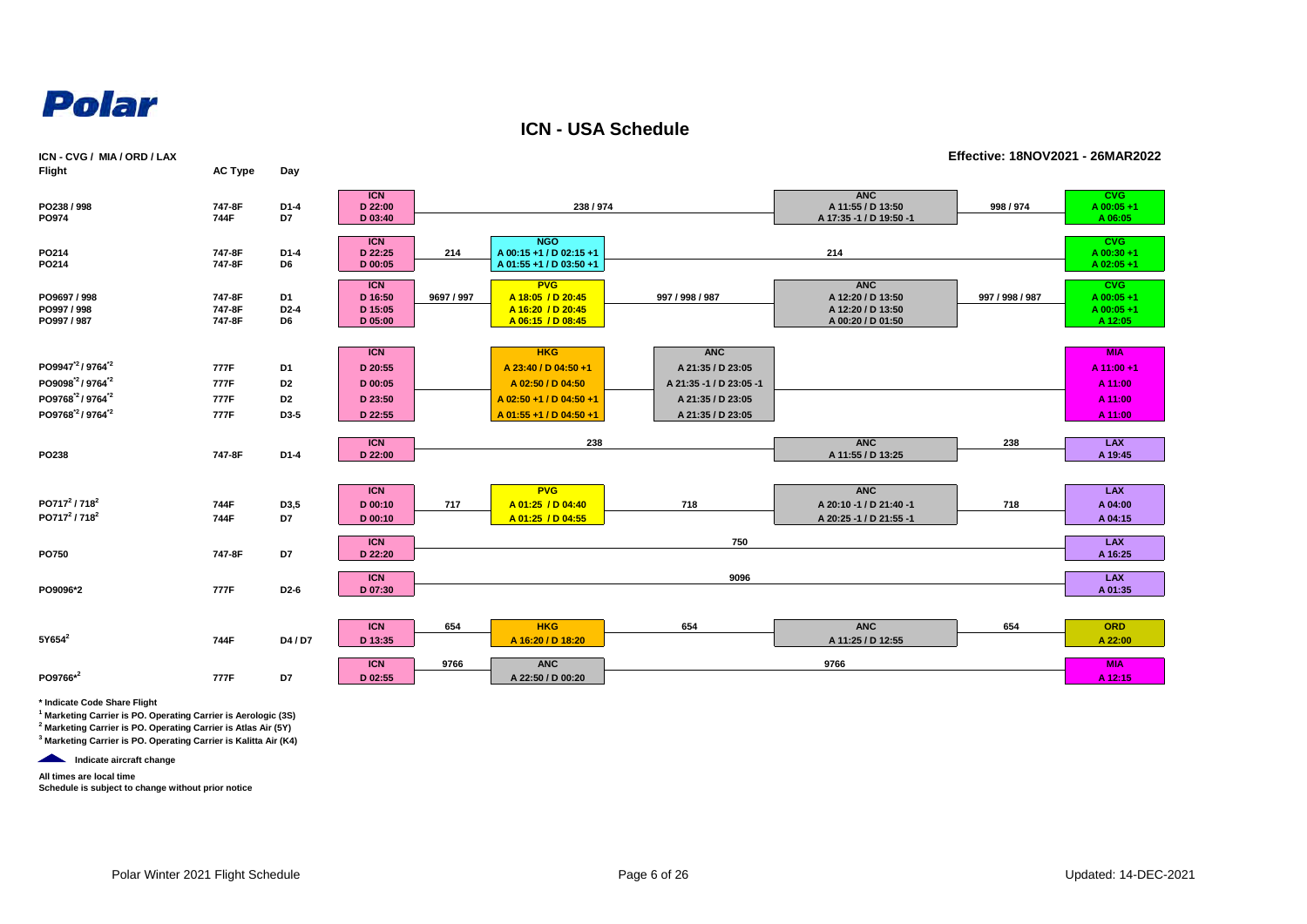**Polar**

# ICN - USA Schedule

**ICN - CVG / MIA / ORD / LAX**

**Effective: 18NOV2021 - 26MAR2022**

| Flight | AC Type | Day | ICN | Flight | Stop 1 | Flight | Stop 2 | Flight | Destination |
|---|---|---|---|---|---|---|---|---|---|
| PO238 / 998 | 747-8F | D1-4 | D 22:00 | 238 / 974 | | | ANC: A 11:55 / D 13:50 | 998 / 974 | CVG: A 00:05 +1 |
| PO974 | 744F | D7 | D 03:40 | | | | ANC: A 17:35 -1 / D 19:50 -1 | | CVG: A 06:05 |
| PO214 | 747-8F | D1-4 | D 22:25 | 214 | NGO: A 00:15 +1 / D 02:15 +1 | 214 | | | CVG: A 00:30 +1 |
| PO214 | 747-8F | D6 | D 00:05 | | NGO: A 01:55 +1 / D 03:50 +1 | | | | CVG: A 02:05 +1 |
| PO9697 / 998 | 747-8F | D1 | D 16:50 | 9697 / 997 | PVG: A 18:05 / D 20:45 | 997 / 998 / 987 | ANC: A 12:20 / D 13:50 | 997 / 998 / 987 | CVG: A 00:05 +1 |
| PO997 / 998 | 747-8F | D2-4 | D 15:05 | | PVG: A 16:20 / D 20:45 | | ANC: A 12:20 / D 13:50 | | CVG: A 00:05 +1 |
| PO997 / 987 | 747-8F | D6 | D 05:00 | | PVG: A 06:15 / D 08:45 | | ANC: A 00:20 / D 01:50 | | CVG: A 12:05 |
| PO9947*2 / 9764*2 | 777F | D1 | D 20:55 | | HKG: A 23:40 / D 04:50 +1 | | ANC: A 21:35 / D 23:05 | | MIA: A 11:00 +1 |
| PO9098*2 / 9764*2 | 777F | D2 | D 00:05 | | HKG: A 02:50 / D 04:50 | | ANC: A 21:35 -1 / D 23:05 -1 | | MIA: A 11:00 |
| PO9768*2 / 9764*2 | 777F | D2 | D 23:50 | | HKG: A 02:50 +1 / D 04:50 +1 | | ANC: A 21:35 / D 23:05 | | MIA: A 11:00 |
| PO9768*2 / 9764*2 | 777F | D3-5 | D 22:55 | | HKG: A 01:55 +1 / D 04:50 +1 | | ANC: A 21:35 / D 23:05 | | MIA: A 11:00 |
| PO238 | 747-8F | D1-4 | D 22:00 | 238 | | | ANC: A 11:55 / D 13:25 | 238 | LAX: A 19:45 |
| PO717[2] / 718[2] | 744F | D3,5 | D 00:10 | 717 | PVG: A 01:25 / D 04:40 | 718 | ANC: A 20:10 -1 / D 21:40 -1 | 718 | LAX: A 04:00 |
| PO717[2] / 718[2] | 744F | D7 | D 00:10 | | PVG: A 01:25 / D 04:55 | | ANC: A 20:25 -1 / D 21:55 -1 | | LAX: A 04:15 |
| PO750 | 747-8F | D7 | D 22:20 | 750 | | | | | LAX: A 16:25 |
| PO9096*2 | 777F | D2-6 | D 07:30 | 9096 | | | | | LAX: A 01:35 |
| 5Y654[2] | 744F | D4 / D7 | D 13:35 | 654 | HKG: A 16:20 / D 18:20 | 654 | ANC: A 11:25 / D 12:55 | 654 | ORD: A 22:00 |
| PO9766*[2] | 777F | D7 | D 02:55 | 9766 | ANC: A 22:50 / D 00:20 | 9766 | | | MIA: A 12:15 |

\* Indicate Code Share Flight

[1] Marketing Carrier is PO. Operating Carrier is Aerologic (3S)

[2] Marketing Carrier is PO. Operating Carrier is Atlas Air (5Y)

[3] Marketing Carrier is PO. Operating Carrier is Kalitta Air (K4)

Indicate aircraft change

All times are local time

Schedule is subject to change without prior notice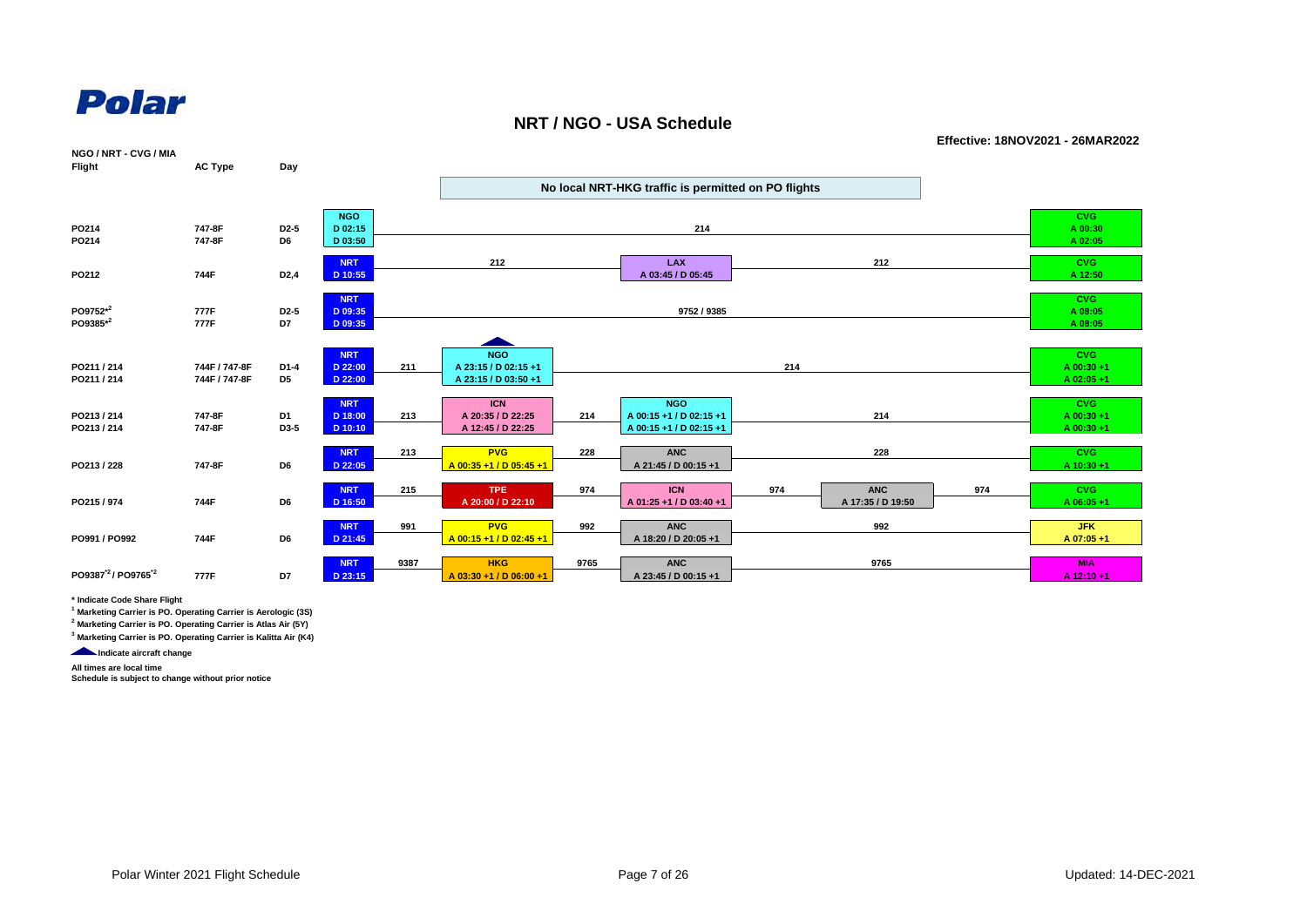Polar

# NRT / NGO - USA Schedule

**Effective: 18NOV2021 - 26MAR2022**

**No local NRT-HKG traffic is permitted on PO flights**

| Flight | AC Type | Day | Origin | Flt | Stop 1 | Flt | Stop 2 | Flt | Stop 3 | Flt | Destination |
|---|---|---|---|---|---|---|---|---|---|---|---|
| PO214 | 747-8F | D2-5 | NGO D 02:15 | 214 | | | | | | | CVG A 00:30 |
| PO214 | 747-8F | D6 | NGO D 03:50 | 214 | | | | | | | CVG A 02:05 |
| PO212 | 744F | D2,4 | NRT D 10:55 | 212 | LAX A 03:45 / D 05:45 | 212 | | | | | CVG A 12:50 |
| PO9752*[2] | 777F | D2-5 | NRT D 09:35 | 9752 / 9385 | | | | | | | CVG A 08:05 |
| PO9385*[2] | 777F | D7 | NRT D 09:35 | 9752 / 9385 | | | | | | | CVG A 08:05 |
| PO211 / 214 | 744F / 747-8F | D1-4 | NRT D 22:00 | 211 | NGO (aircraft change) A 23:15 / D 02:15 +1 | 214 | | | | | CVG A 00:30 +1 |
| PO211 / 214 | 744F / 747-8F | D5 | NRT D 22:00 | 211 | NGO (aircraft change) A 23:15 / D 03:50 +1 | 214 | | | | | CVG A 02:05 +1 |
| PO213 / 214 | 747-8F | D1 | NRT D 18:00 | 213 | ICN A 20:35 / D 22:25 | 214 | NGO A 00:15 +1 / D 02:15 +1 | 214 | | | CVG A 00:30 +1 |
| PO213 / 214 | 747-8F | D3-5 | NRT D 10:10 | 213 | ICN A 12:45 / D 22:25 | 214 | NGO A 00:15 +1 / D 02:15 +1 | 214 | | | CVG A 00:30 +1 |
| PO213 / 228 | 747-8F | D6 | NRT D 22:05 | 213 | PVG A 00:35 +1 / D 05:45 +1 | 228 | ANC A 21:45 / D 00:15 +1 | 228 | | | CVG A 10:30 +1 |
| PO215 / 974 | 744F | D6 | NRT D 16:50 | 215 | TPE A 20:00 / D 22:10 | 974 | ICN A 01:25 +1 / D 03:40 +1 | 974 | ANC A 17:35 / D 19:50 | 974 | CVG A 06:05 +1 |
| PO991 / PO992 | 744F | D6 | NRT D 21:45 | 991 | PVG A 00:15 +1 / D 02:45 +1 | 992 | ANC A 18:20 / D 20:05 +1 | 992 | | | JFK A 07:05 +1 |
| PO9387*[2] / PO9765*[2] | 777F | D7 | NRT D 23:15 | 9387 | HKG A 03:30 +1 / D 06:00 +1 | 9765 | ANC A 23:45 / D 00:15 +1 | 9765 | | | MIA A 12:10 +1 |

\* Indicate Code Share Flight

[1] Marketing Carrier is PO. Operating Carrier is Aerologic (3S)

[2] Marketing Carrier is PO. Operating Carrier is Atlas Air (5Y)

[3] Marketing Carrier is PO. Operating Carrier is Kalitta Air (K4)

Indicate aircraft change

All times are local time

Schedule is subject to change without prior notice

Polar Winter 2021 Flight Schedule

Updated: 14-DEC-2021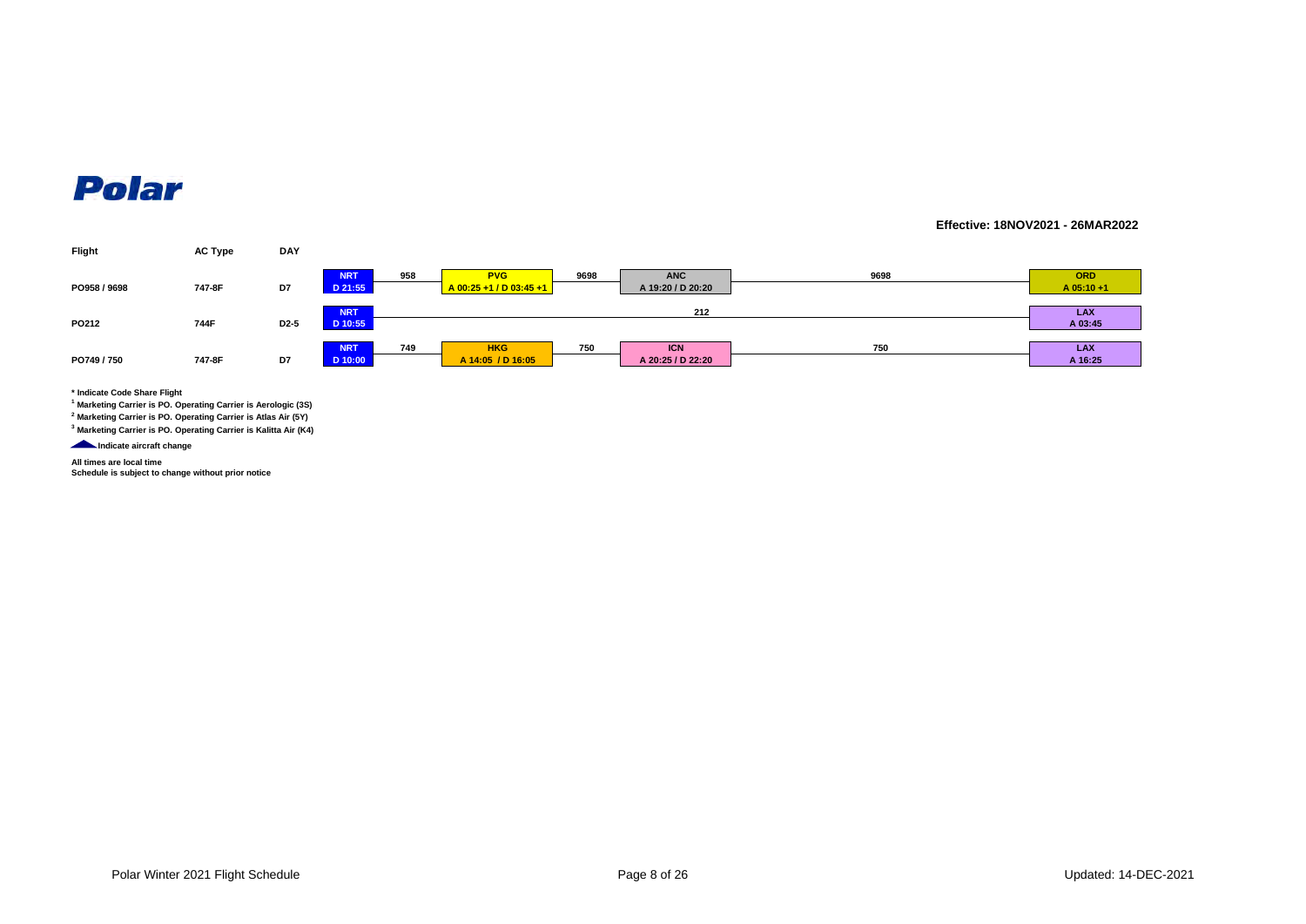# Polar

**Effective: 18NOV2021 - 26MAR2022**

| Flight | AC Type | DAY | | | | | | | |
|---|---|---|---|---|---|---|---|---|---|
| PO958 / 9698 | 747-8F | D7 | NRT D 21:55 | 958 | PVG A 00:25 +1 / D 03:45 +1 | 9698 | ANC A 19:20 / D 20:20 | 9698 | ORD A 05:10 +1 |
| PO212 | 744F | D2-5 | NRT D 10:55 | | | | 212 | | LAX A 03:45 |
| PO749 / 750 | 747-8F | D7 | NRT D 10:00 | 749 | HKG A 14:05 / D 16:05 | 750 | ICN A 20:25 / D 22:20 | 750 | LAX A 16:25 |

**\* Indicate Code Share Flight**

**[1] Marketing Carrier is PO. Operating Carrier is Aerologic (3S)**

**[2] Marketing Carrier is PO. Operating Carrier is Atlas Air (5Y)**

**[3] Marketing Carrier is PO. Operating Carrier is Kalitta Air (K4)**

**Indicate aircraft change**

**All times are local time**
**Schedule is subject to change without prior notice**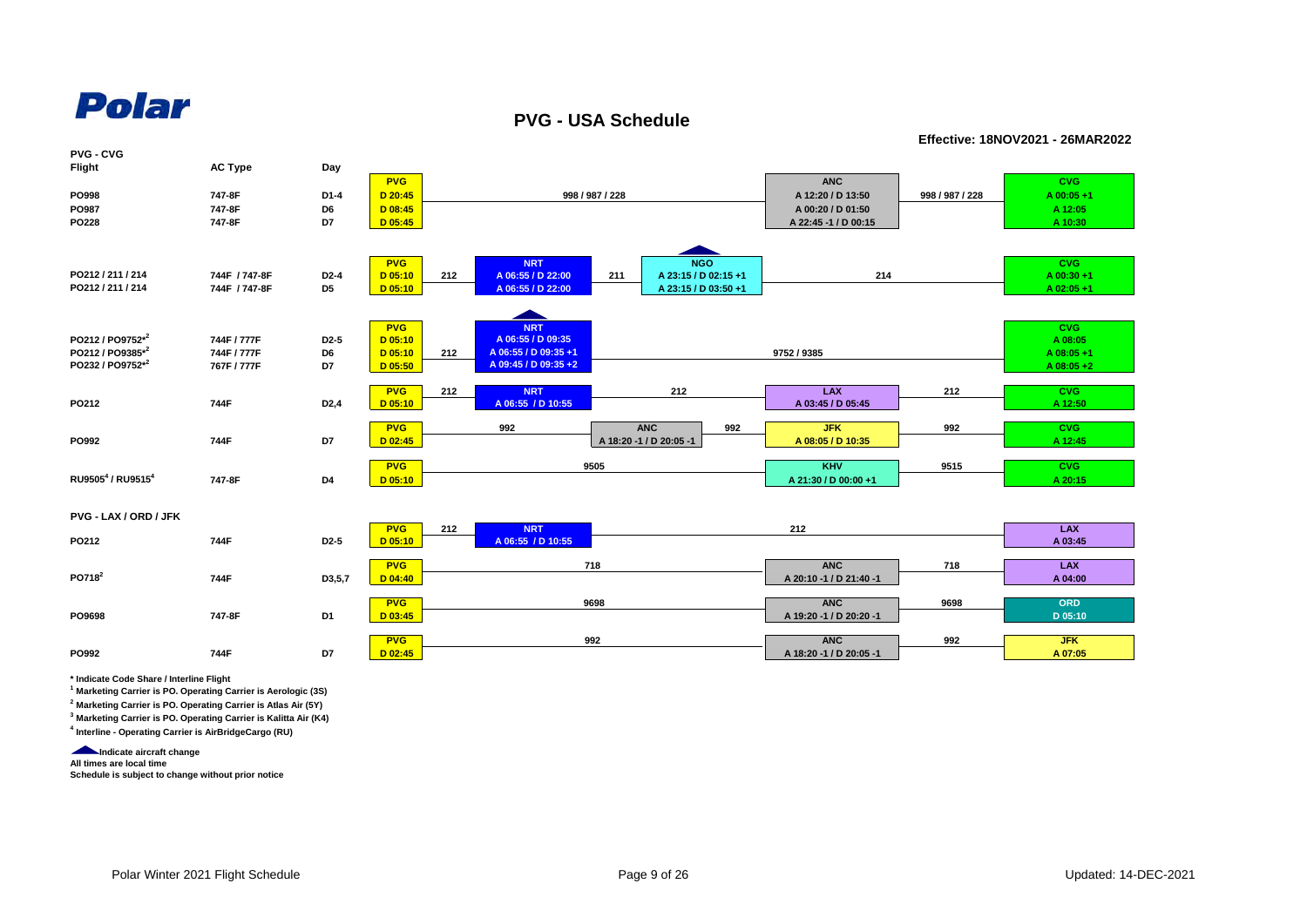# Polar

## PVG - USA Schedule

**Effective: 18NOV2021 - 26MAR2022**

### PVG - CVG

| Flight | AC Type | Day | Origin | Leg | Stop 1 | Leg | Stop 2 | Leg | Stop 3 | Leg | Destination |
|---|---|---|---|---|---|---|---|---|---|---|---|
| PO998 | 747-8F | D1-4 | PVG D 20:45 | 998 / 987 / 228 | | | | | ANC A 12:20 / D 13:50 | 998 / 987 / 228 | CVG A 00:05 +1 |
| PO987 | 747-8F | D6 | PVG D 08:45 | 998 / 987 / 228 | | | | | ANC A 00:20 / D 01:50 | 998 / 987 / 228 | CVG A 12:05 |
| PO228 | 747-8F | D7 | PVG D 05:45 | 998 / 987 / 228 | | | | | ANC A 22:45 -1 / D 00:15 | 998 / 987 / 228 | CVG A 10:30 |
| PO212 / 211 / 214 | 744F / 747-8F | D2-4 | PVG D 05:10 | 212 | NRT A 06:55 / D 22:00 | 211 | NGO (aircraft change) A 23:15 / D 02:15 +1 | 214 | | | CVG A 00:30 +1 |
| PO212 / 211 / 214 | 744F / 747-8F | D5 | PVG D 05:10 | 212 | NRT A 06:55 / D 22:00 | 211 | NGO (aircraft change) A 23:15 / D 03:50 +1 | 214 | | | CVG A 02:05 +1 |
| PO212 / PO9752*[2] | 744F / 777F | D2-5 | PVG D 05:10 | 212 | NRT (aircraft change) A 06:55 / D 09:35 | 9752 / 9385 | | | | | CVG A 08:05 |
| PO212 / PO9385*[2] | 744F / 777F | D6 | PVG D 05:10 | 212 | NRT (aircraft change) A 06:55 / D 09:35 +1 | 9752 / 9385 | | | | | CVG A 08:05 +1 |
| PO232 / PO9752*[2] | 767F / 777F | D7 | PVG D 05:50 | | NRT (aircraft change) A 09:45 / D 09:35 +2 | 9752 / 9385 | | | | | CVG A 08:05 +2 |
| PO212 | 744F | D2,4 | PVG D 05:10 | 212 | NRT A 06:55 / D 10:55 | 212 | | | LAX A 03:45 / D 05:45 | 212 | CVG A 12:50 |
| PO992 | 744F | D7 | PVG D 02:45 | 992 | | | ANC A 18:20 -1 / D 20:05 -1 | 992 | JFK A 08:05 / D 10:35 | 992 | CVG A 12:45 |
| RU9505[4] / RU9515[4] | 747-8F | D4 | PVG D 05:10 | 9505 | | | | | KHV A 21:30 / D 00:00 +1 | 9515 | CVG A 20:15 |

### PVG - LAX / ORD / JFK

| Flight | AC Type | Day | Origin | Leg | Stop 1 | Leg | Stop 2 | Leg | Destination |
|---|---|---|---|---|---|---|---|---|---|
| PO212 | 744F | D2-5 | PVG D 05:10 | 212 | NRT A 06:55 / D 10:55 | 212 | | | LAX A 03:45 |
| PO718[2] | 744F | D3,5,7 | PVG D 04:40 | 718 | | | ANC A 20:10 -1 / D 21:40 -1 | 718 | LAX A 04:00 |
| PO9698 | 747-8F | D1 | PVG D 03:45 | 9698 | | | ANC A 19:20 -1 / D 20:20 -1 | 9698 | ORD D 05:10 |
| PO992 | 744F | D7 | PVG D 02:45 | 992 | | | ANC A 18:20 -1 / D 20:05 -1 | 992 | JFK A 07:05 |

\* Indicate Code Share / Interline Flight

[1] Marketing Carrier is PO. Operating Carrier is Aerologic (3S)

[2] Marketing Carrier is PO. Operating Carrier is Atlas Air (5Y)

[3] Marketing Carrier is PO. Operating Carrier is Kalitta Air (K4)

[4] Interline - Operating Carrier is AirBridgeCargo (RU)

(aircraft change) Indicate aircraft change

All times are local time

Schedule is subject to change without prior notice

Polar Winter 2021 Flight Schedule

Updated: 14-DEC-2021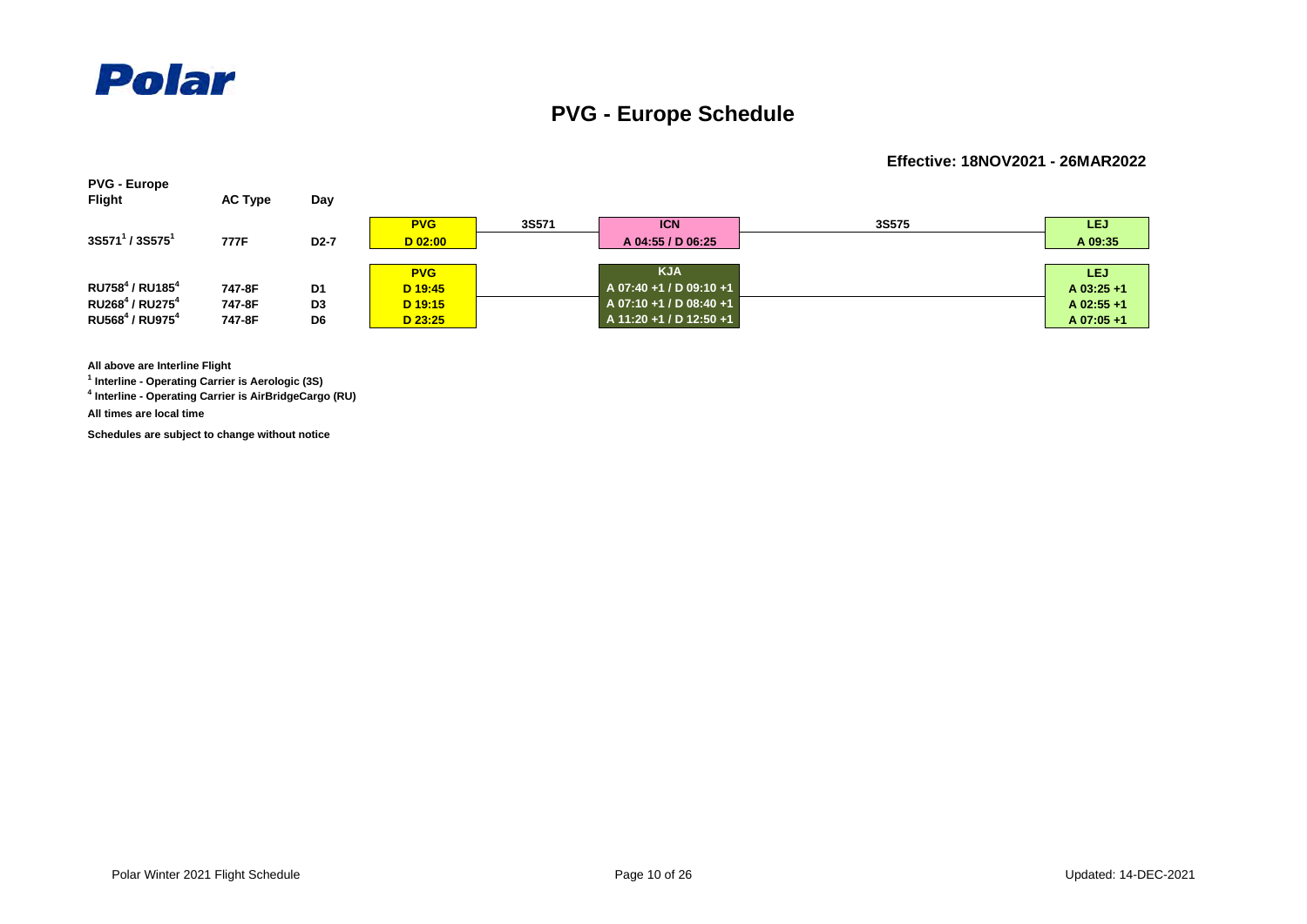Polar

# PVG - Europe Schedule

**Effective: 18NOV2021 - 26MAR2022**

| PVG - Europe Flight | AC Type | Day | PVG | | ICN / KJA | | LEJ |
|---|---|---|---|---|---|---|---|
| | | | PVG | 3S571 | ICN | 3S575 | LEJ |
| 3S571[1] / 3S575[1] | 777F | D2-7 | D 02:00 | | A 04:55 / D 06:25 | | A 09:35 |
| | | | PVG | | KJA | | LEJ |
| RU758[4] / RU185[4] | 747-8F | D1 | D 19:45 | | A 07:40 +1 / D 09:10 +1 | | A 03:25 +1 |
| RU268[4] / RU275[4] | 747-8F | D3 | D 19:15 | | A 07:10 +1 / D 08:40 +1 | | A 02:55 +1 |
| RU568[4] / RU975[4] | 747-8F | D6 | D 23:25 | | A 11:20 +1 / D 12:50 +1 | | A 07:05 +1 |

**All above are Interline Flight**

**[1] Interline - Operating Carrier is Aerologic (3S)**

**[4] Interline - Operating Carrier is AirBridgeCargo (RU)**

**All times are local time**

**Schedules are subject to change without notice**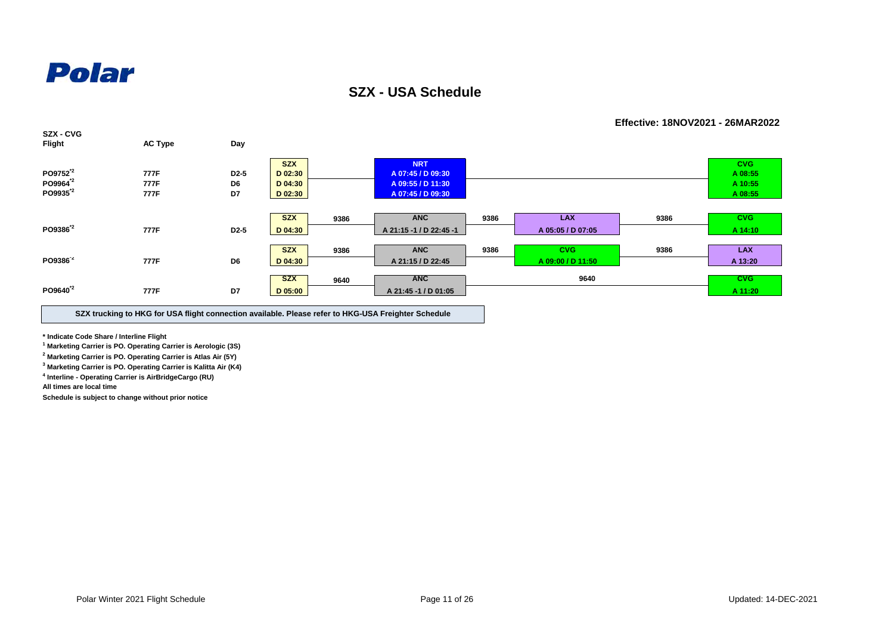Polar

## SZX - USA Schedule

**Effective: 18NOV2021 - 26MAR2022**

**SZX - CVG**

| Flight | AC Type | Day | Origin | Flight | Stop 1 | Flight | Stop 2 | Flight | Destination |
|---|---|---|---|---|---|---|---|---|---|
| PO9752*2 | 777F | D2-5 | SZX D 02:30 | | NRT A 07:45 / D 09:30 | | | | CVG A 08:55 |
| PO9964*2 | 777F | D6 | SZX D 04:30 | | NRT A 09:55 / D 11:30 | | | | CVG A 10:55 |
| PO9935*2 | 777F | D7 | SZX D 02:30 | | NRT A 07:45 / D 09:30 | | | | CVG A 08:55 |
| PO9386*2 | 777F | D2-5 | SZX D 04:30 | 9386 | ANC A 21:15 -1 / D 22:45 -1 | 9386 | LAX A 05:05 / D 07:05 | 9386 | CVG A 14:10 |
| PO9386*2 | 777F | D6 | SZX D 04:30 | 9386 | ANC A 21:15 / D 22:45 | 9386 | CVG A 09:00 / D 11:50 | 9386 | LAX A 13:20 |
| PO9640*2 | 777F | D7 | SZX D 05:00 | 9640 | ANC A 21:45 -1 / D 01:05 | 9640 | | | CVG A 11:20 |

**SZX trucking to HKG for USA flight connection available. Please refer to HKG-USA Freighter Schedule**

**\* Indicate Code Share / Interline Flight**
**[1] Marketing Carrier is PO. Operating Carrier is Aerologic (3S)**
**[2] Marketing Carrier is PO. Operating Carrier is Atlas Air (5Y)**
**[3] Marketing Carrier is PO. Operating Carrier is Kalitta Air (K4)**
**[4] Interline - Operating Carrier is AirBridgeCargo (RU)**
**All times are local time**
**Schedule is subject to change without prior notice**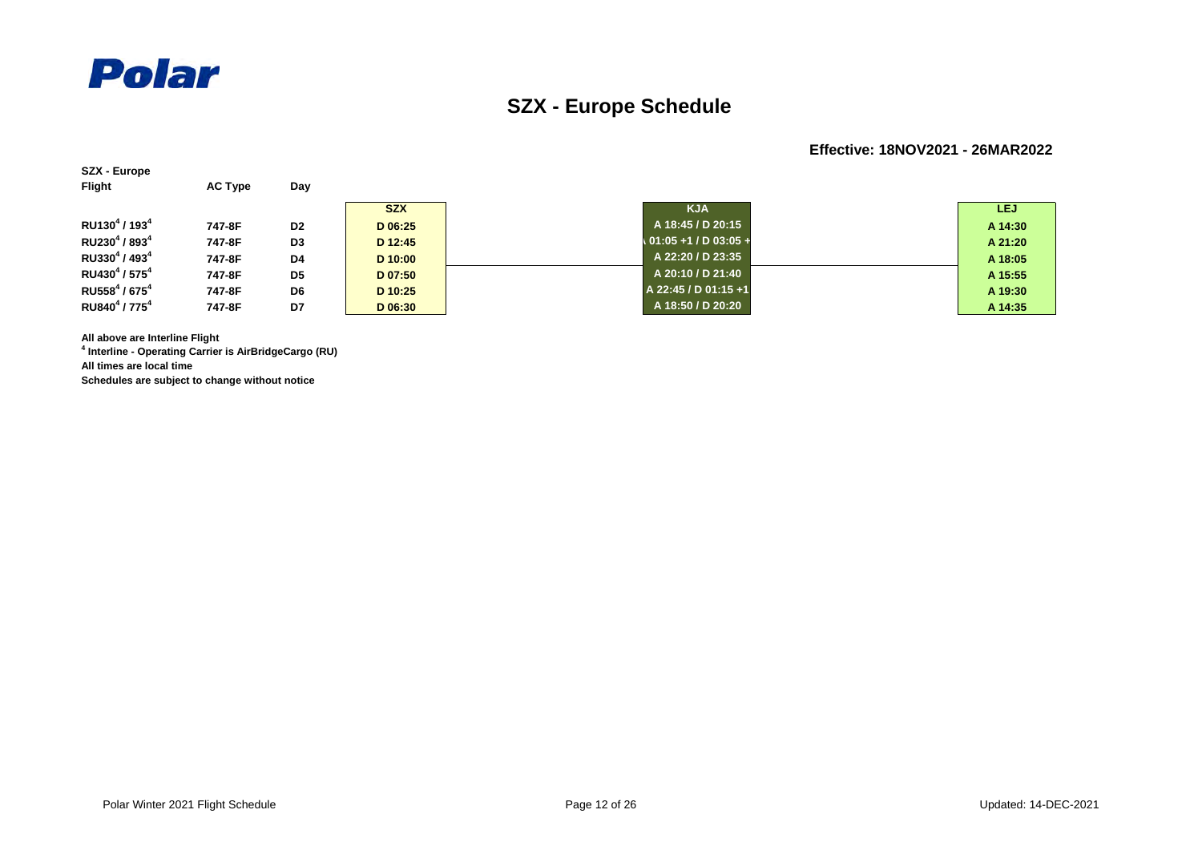Polar

# SZX - Europe Schedule

**Effective: 18NOV2021 - 26MAR2022**

**SZX - Europe**

| Flight | AC Type | Day | SZX | KJA | LEJ |
|---|---|---|---|---|---|
| RU130[4] / 193[4] | 747-8F | D2 | D 06:25 | A 18:45 / D 20:15 | A 14:30 |
| RU230[4] / 893[4] | 747-8F | D3 | D 12:45 | A 01:05 +1 / D 03:05 +1 | A 21:20 |
| RU330[4] / 493[4] | 747-8F | D4 | D 10:00 | A 22:20 / D 23:35 | A 18:05 |
| RU430[4] / 575[4] | 747-8F | D5 | D 07:50 | A 20:10 / D 21:40 | A 15:55 |
| RU558[4] / 675[4] | 747-8F | D6 | D 10:25 | A 22:45 / D 01:15 +1 | A 19:30 |
| RU840[4] / 775[4] | 747-8F | D7 | D 06:30 | A 18:50 / D 20:20 | A 14:35 |

**All above are Interline Flight**

**[4] Interline - Operating Carrier is AirBridgeCargo (RU)**

**All times are local time**

**Schedules are subject to change without notice**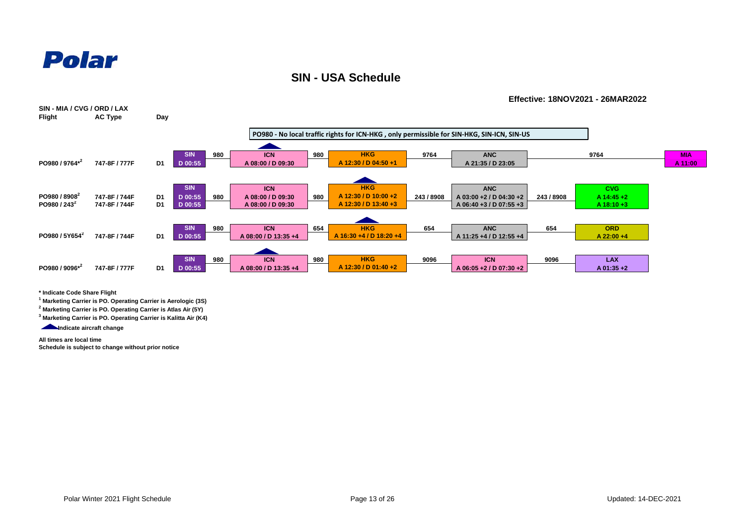Polar

## SIN - USA Schedule

**Effective: 18NOV2021 - 26MAR2022**

**SIN - MIA / CVG / ORD / LAX**

PO980 - No local traffic rights for ICN-HKG , only permissible for SIN-HKG, SIN-ICN, SIN-US

| Flight | AC Type | Day | Station | Flight | Station | Flight | Station | Flight | Station | Flight | Station |
|---|---|---|---|---|---|---|---|---|---|---|---|
| PO980 / 9764*[2] | 747-8F / 777F | D1 | SIN D 00:55 | 980 | ICN A 08:00 / D 09:30 | 980 | HKG A 12:30 / D 04:50 +1 | 9764 | ANC A 21:35 / D 23:05 | 9764 | MIA A 11:00 |
| PO980 / 8908[2] | 747-8F / 744F | D1 | SIN D 00:55 | 980 | ICN A 08:00 / D 09:30 | 980 | HKG A 12:30 / D 10:00 +2 | 243 / 8908 | ANC A 03:00 +2 / D 04:30 +2 | 243 / 8908 | CVG A 14:45 +2 |
| PO980 / 243[2] | 747-8F / 744F | D1 | SIN D 00:55 | 980 | ICN A 08:00 / D 09:30 | 980 | HKG A 12:30 / D 13:40 +3 | 243 / 8908 | ANC A 06:40 +3 / D 07:55 +3 | 243 / 8908 | CVG A 18:10 +3 |
| PO980 / 5Y654[2] | 747-8F / 744F | D1 | SIN D 00:55 | 980 | ICN A 08:00 / D 13:35 +4 | 654 | HKG A 16:30 +4 / D 18:20 +4 | 654 | ANC A 11:25 +4 / D 12:55 +4 | 654 | ORD A 22:00 +4 |
| PO980 / 9096*[2] | 747-8F / 777F | D1 | SIN D 00:55 | 980 | ICN A 08:00 / D 13:35 +4 | 980 | HKG A 12:30 / D 01:40 +2 | 9096 | ICN A 06:05 +2 / D 07:30 +2 | 9096 | LAX A 01:35 +2 |

\* Indicate Code Share Flight

[1] Marketing Carrier is PO. Operating Carrier is Aerologic (3S)

[2] Marketing Carrier is PO. Operating Carrier is Atlas Air (5Y)

[3] Marketing Carrier is PO. Operating Carrier is Kalitta Air (K4)

▲ Indicate aircraft change

All times are local time

Schedule is subject to change without prior notice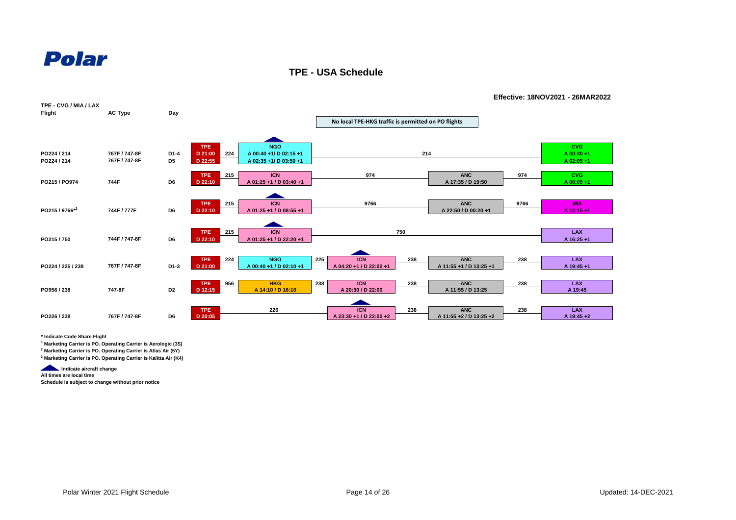Polar

## TPE - USA Schedule

**Effective: 18NOV2021 - 26MAR2022**

**TPE - CVG / MIA / LAX**

**No local TPE-HKG traffic is permitted on PO flights**

| Flight | AC Type | Day | Origin | Flt | Stop 1 | Flt | Stop 2 | Flt | Stop 3 | Flt | Destination |
|---|---|---|---|---|---|---|---|---|---|---|---|
| PO224 / 214 | 767F / 747-8F | D1-4 | TPE D 21:00 | 224 | NGO ▲ A 00:40 +1/ D 02:15 +1 | 214 | | | | | CVG A 00:30 +1 |
| PO224 / 214 | 767F / 747-8F | D5 | D 22:55 | | A 02:35 +1/ D 03:50 +1 | | | | | | A 02:05 +1 |
| PO215 / PO974 | 744F | D6 | TPE D 22:10 | 215 | ICN A 01:25 +1 / D 03:40 +1 | 974 | | | ANC A 17:35 / D 19:50 | 974 | CVG A 06:05 +1 |
| PO215 / 9766*[2] | 744F / 777F | D6 | TPE D 22:10 | 215 | ICN ▲ A 01:25 +1 / D 08:55 +1 | 9766 | | | ANC A 22:50 / D 00:20 +1 | 9766 | MIA A 12:15 +1 |
| PO215 / 750 | 744F / 747-8F | D6 | TPE D 22:10 | 215 | ICN ▲ A 01:25 +1 / D 22:20 +1 | 750 | | | | | LAX A 16:25 +1 |
| PO224 / 225 / 238 | 767F / 747-8F | D1-3 | TPE D 21:00 | 224 | NGO A 00:40 +1 / D 02:10 +1 | 225 | ICN ▲ A 04:20 +1 / D 22:00 +1 | 238 | ANC A 11:55 +1 / D 13:25 +1 | 238 | LAX A 19:45 +1 |
| PO956 / 238 | 747-8F | D2 | TPE D 12:15 | 956 | HKG A 14:10 / D 16:10 | 238 | ICN A 20:30 / D 22:00 | 238 | ANC A 11:55 / D 13:25 | 238 | LAX A 19:45 |
| PO226 / 238 | 767F / 747-8F | D6 | TPE D 20:05 | 226 | | | ICN ▲ A 23:30 +1 / D 22:00 +2 | 238 | ANC A 11:55 +2 / D 13:25 +2 | 238 | LAX A 19:45 +2 |

**\* Indicate Code Share Flight**

**[1] Marketing Carrier is PO. Operating Carrier is Aerologic (3S)**

**[2] Marketing Carrier is PO. Operating Carrier is Atlas Air (5Y)**

**[3] Marketing Carrier is PO. Operating Carrier is Kalitta Air (K4)**

**▲ Indicate aircraft change**

**All times are local time**

**Schedule is subject to change without prior notice**

Polar Winter 2021 Flight Schedule

Updated: 14-DEC-2021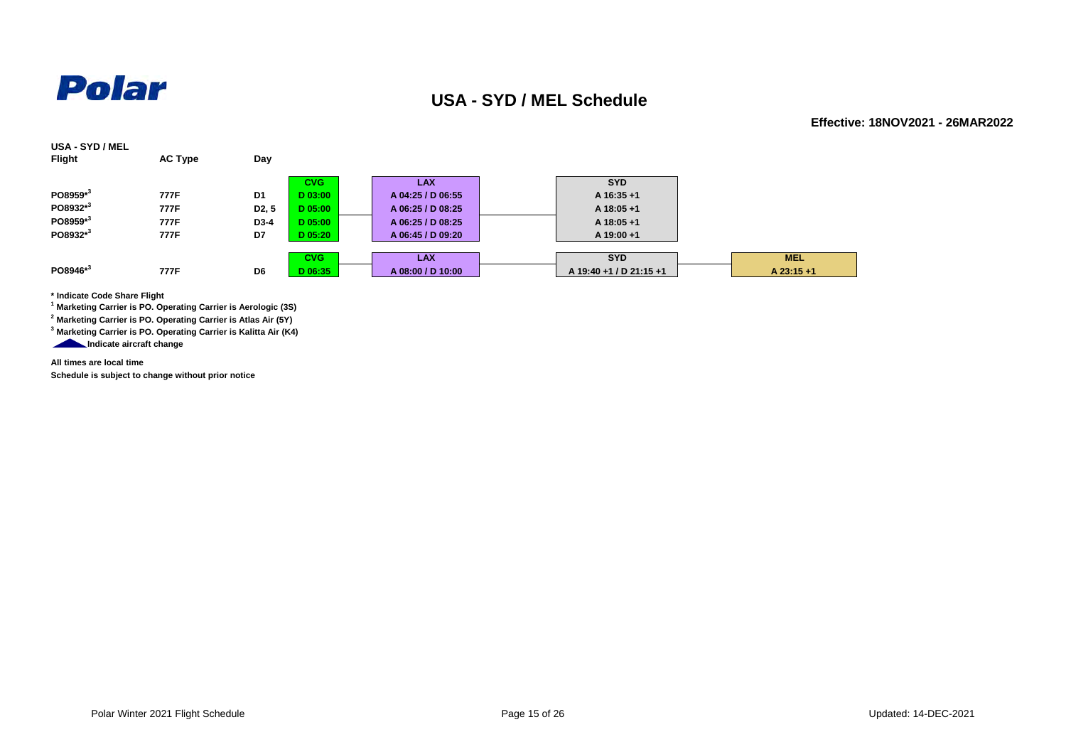Polar

# USA - SYD / MEL Schedule

**Effective: 18NOV2021 - 26MAR2022**

**USA - SYD / MEL**

| Flight | AC Type | Day | CVG | LAX | SYD | MEL |
|---|---|---|---|---|---|---|
| PO8959*[3] | 777F | D1 | D 03:00 | A 04:25 / D 06:55 | A 16:35 +1 | |
| PO8932*[3] | 777F | D2, 5 | D 05:00 | A 06:25 / D 08:25 | A 18:05 +1 | |
| PO8959*[3] | 777F | D3-4 | D 05:00 | A 06:25 / D 08:25 | A 18:05 +1 | |
| PO8932*[3] | 777F | D7 | D 05:20 | A 06:45 / D 09:20 | A 19:00 +1 | |
| PO8946*[3] | 777F | D6 | D 06:35 | A 08:00 / D 10:00 | A 19:40 +1 / D 21:15 +1 | A 23:15 +1 |

**\* Indicate Code Share Flight**

**[1] Marketing Carrier is PO. Operating Carrier is Aerologic (3S)**

**[2] Marketing Carrier is PO. Operating Carrier is Atlas Air (5Y)**

**[3] Marketing Carrier is PO. Operating Carrier is Kalitta Air (K4)**

**Indicate aircraft change**

**All times are local time**

**Schedule is subject to change without prior notice**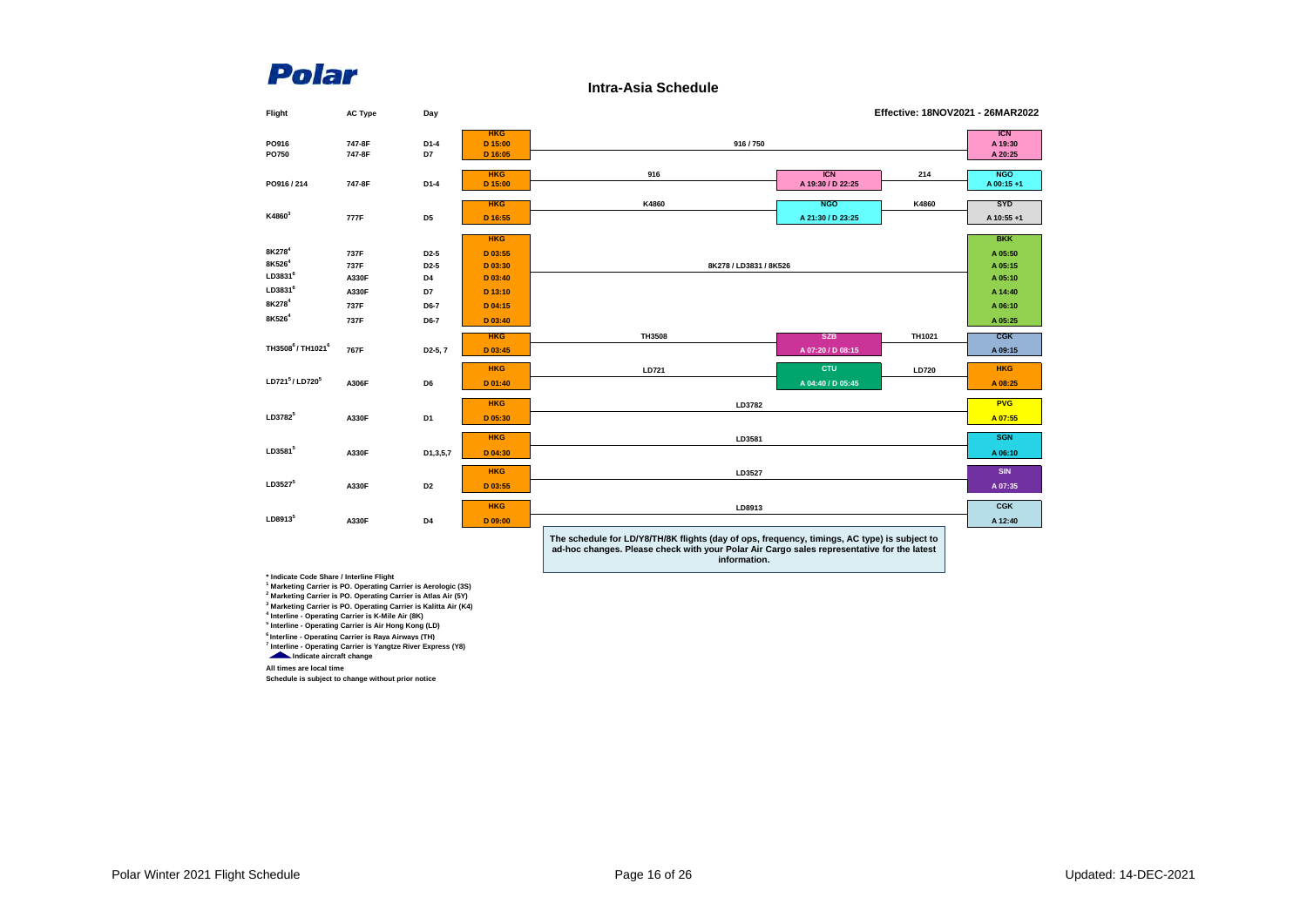**Polar**

## Intra-Asia Schedule

Effective: 18NOV2021 - 26MAR2022

| Flight | AC Type | Day | Origin | Flight Segment | Stop | Flight Segment | Destination |
|---|---|---|---|---|---|---|---|
| PO916 | 747-8F | D1-4 | HKG D 15:00 | 916 / 750 | | | ICN A 19:30 |
| PO750 | 747-8F | D7 | HKG D 16:05 | 916 / 750 | | | ICN A 20:25 |
| PO916 / 214 | 747-8F | D1-4 | HKG D 15:00 | 916 | ICN A 19:30 / D 22:25 | 214 | NGO A 00:15 +1 |
| K4860[3] | 777F | D5 | HKG D 16:55 | K4860 | NGO A 21:30 / D 23:25 | K4860 | SYD A 10:55 +1 |
| 8K278[4] | 737F | D2-5 | HKG D 03:55 | 8K278 / LD3831 / 8K526 | | | BKK A 05:50 |
| 8K526[4] | 737F | D2-5 | HKG D 03:30 | 8K278 / LD3831 / 8K526 | | | BKK A 05:15 |
| LD3831[5] | A330F | D4 | HKG D 03:40 | 8K278 / LD3831 / 8K526 | | | BKK A 05:10 |
| LD3831[5] | A330F | D7 | HKG D 13:10 | 8K278 / LD3831 / 8K526 | | | BKK A 14:40 |
| 8K278[4] | 737F | D6-7 | HKG D 04:15 | 8K278 / LD3831 / 8K526 | | | BKK A 06:10 |
| 8K526[4] | 737F | D6-7 | HKG D 03:40 | 8K278 / LD3831 / 8K526 | | | BKK A 05:25 |
| TH3508[6] / TH1021[6] | 767F | D2-5, 7 | HKG D 03:45 | TH3508 | SZB A 07:20 / D 08:15 | TH1021 | CGK A 09:15 |
| LD721[5] / LD720[5] | A306F | D6 | HKG D 01:40 | LD721 | CTU A 04:40 / D 05:45 | LD720 | HKG A 08:25 |
| LD3782[5] | A330F | D1 | HKG D 05:30 | LD3782 | | | PVG A 07:55 |
| LD3581[5] | A330F | D1,3,5,7 | HKG D 04:30 | LD3581 | | | SGN A 06:10 |
| LD3527[5] | A330F | D2 | HKG D 03:55 | LD3527 | | | SIN A 07:35 |
| LD8913[5] | A330F | D4 | HKG D 09:00 | LD8913 | | | CGK A 12:40 |

The schedule for LD/Y8/TH/8K flights (day of ops, frequency, timings, AC type) is subject to ad-hoc changes. Please check with your Polar Air Cargo sales representative for the latest information.

\* Indicate Code Share / Interline Flight
[1] Marketing Carrier is PO. Operating Carrier is Aerologic (3S)
[2] Marketing Carrier is PO. Operating Carrier is Atlas Air (5Y)
[3] Marketing Carrier is PO. Operating Carrier is Kalitta Air (K4)
[4] Interline - Operating Carrier is K-Mile Air (8K)
[5] Interline - Operating Carrier is Air Hong Kong (LD)
[6] Interline - Operating Carrier is Raya Airways (TH)
[7] Interline - Operating Carrier is Yangtze River Express (Y8)
Indicate aircraft change

All times are local time
Schedule is subject to change without prior notice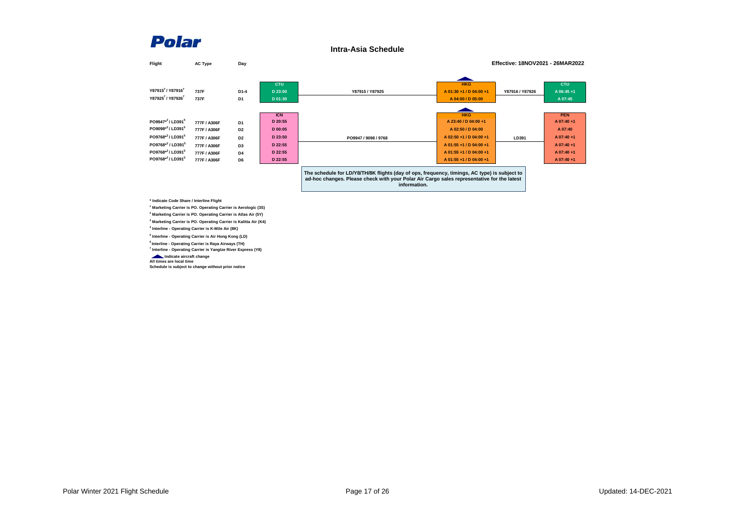# Polar

## Intra-Asia Schedule

Effective: 18NOV2021 - 26MAR2022

| Flight | AC Type | Day | CTU | | HKG | | CTU |
|---|---|---|---|---|---|---|---|
| Y87915[7] / Y87916[7] | 737F | D1-4 | D 23:00 | Y87915 / Y87925 | A 01:30 +1 / D 04:00 +1 | Y87916 / Y87926 | A 06:45 +1 |
| Y87925[7] / Y87926[7] | 737F | D1 | D 01:30 | | A 04:00 / D 05:00 | | A 07:45 |

| Flight | AC Type | Day | ICN | | HKG | | PEN |
|---|---|---|---|---|---|---|---|
| PO9947*[2] / LD391[5] | 777F / A306F | D1 | D 20:55 | | A 23:40 / D 04:00 +1 | | A 07:40 +1 |
| PO9098*[2] / LD391[5] | 777F / A306F | D2 | D 00:05 | | A 02:50 / D 04:00 | | A 07:40 |
| PO9768*[2] / LD391[5] | 777F / A306F | D2 | D 23:50 | PO9947 / 9098 / 9768 | A 02:50 +1 / D 04:00 +1 | LD391 | A 07:40 +1 |
| PO9768*[2] / LD391[5] | 777F / A306F | D3 | D 22:55 | | A 01:55 +1 / D 04:00 +1 | | A 07:40 +1 |
| PO9768*[2] / LD391[5] | 777F / A306F | D4 | D 22:55 | | A 01:55 +1 / D 04:00 +1 | | A 07:40 +1 |
| PO9768*[2] / LD391[5] | 777F / A306F | D6 | D 22:55 | | A 01:55 +1 / D 04:00 +1 | | A 07:40 +1 |

The schedule for LD/Y8/TH/8K flights (day of ops, frequency, timings, AC type) is subject to ad-hoc changes. Please check with your Polar Air Cargo sales representative for the latest information.

\* Indicate Code Share / Interline Flight

[1] Marketing Carrier is PO. Operating Carrier is Aerologic (3S)

[2] Marketing Carrier is PO. Operating Carrier is Atlas Air (5Y)

[3] Marketing Carrier is PO. Operating Carrier is Kalitta Air (K4)

[4] Interline - Operating Carrier is K-Mile Air (8K)

[5] Interline - Operating Carrier is Air Hong Kong (LD)

[6] Interline - Operating Carrier is Raya Airways (TH)

[7] Interline - Operating Carrier is Yangtze River Express (Y8)

▲ Indicate aircraft change

All times are local time

Schedule is subject to change without prior notice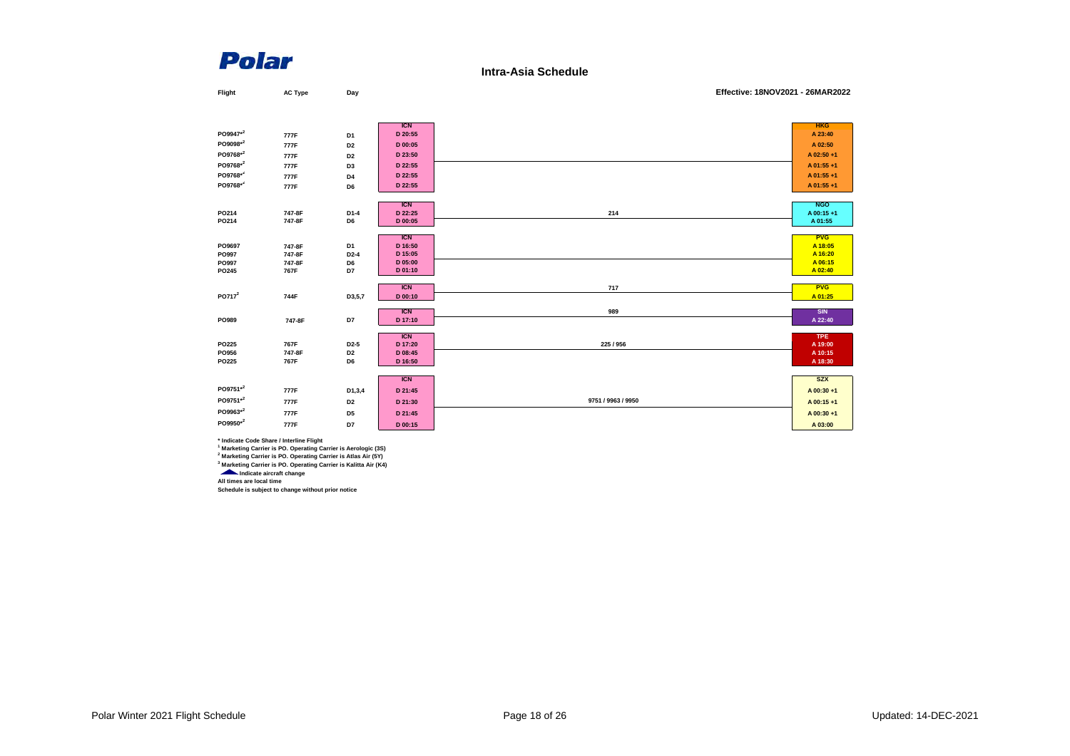# Polar

## Intra-Asia Schedule

Effective: 18NOV2021 - 26MAR2022

| Flight | AC Type | Day | Origin | Routing | Destination |
|---|---|---|---|---|---|
| | | | ICN | | HKG |
| PO9947*[2] | 777F | D1 | D 20:55 | | A 23:40 |
| PO9098*[2] | 777F | D2 | D 00:05 | | A 02:50 |
| PO9768*[2] | 777F | D2 | D 23:50 | | A 02:50 +1 |
| PO9768*[2] | 777F | D3 | D 22:55 | | A 01:55 +1 |
| PO9768*[2] | 777F | D4 | D 22:55 | | A 01:55 +1 |
| PO9768*[2] | 777F | D6 | D 22:55 | | A 01:55 +1 |
| | | | ICN | | NGO |
| PO214 | 747-8F | D1-4 | D 22:25 | 214 | A 00:15 +1 |
| PO214 | 747-8F | D6 | D 00:05 | | A 01:55 |
| | | | ICN | | PVG |
| PO9697 | 747-8F | D1 | D 16:50 | | A 18:05 |
| PO997 | 747-8F | D2-4 | D 15:05 | | A 16:20 |
| PO997 | 747-8F | D6 | D 05:00 | | A 06:15 |
| PO245 | 767F | D7 | D 01:10 | | A 02:40 |
| | | | ICN | | PVG |
| PO717[2] | 744F | D3,5,7 | D 00:10 | 717 | A 01:25 |
| | | | ICN | | SIN |
| PO989 | 747-8F | D7 | D 17:10 | 989 | A 22:40 |
| | | | ICN | | TPE |
| PO225 | 767F | D2-5 | D 17:20 | 225 / 956 | A 19:00 |
| PO956 | 747-8F | D2 | D 08:45 | | A 10:15 |
| PO225 | 767F | D6 | D 16:50 | | A 18:30 |
| | | | ICN | | SZX |
| PO9751*[2] | 777F | D1,3,4 | D 21:45 | | A 00:30 +1 |
| PO9751*[2] | 777F | D2 | D 21:30 | 9751 / 9963 / 9950 | A 00:15 +1 |
| PO9963*[2] | 777F | D5 | D 21:45 | | A 00:30 +1 |
| PO9950*[2] | 777F | D7 | D 00:15 | | A 03:00 |

\* Indicate Code Share / Interline Flight

[1] Marketing Carrier is PO. Operating Carrier is Aerologic (3S)

[2] Marketing Carrier is PO. Operating Carrier is Atlas Air (5Y)

[3] Marketing Carrier is PO. Operating Carrier is Kalitta Air (K4)

Indicate aircraft change

All times are local time

Schedule is subject to change without prior notice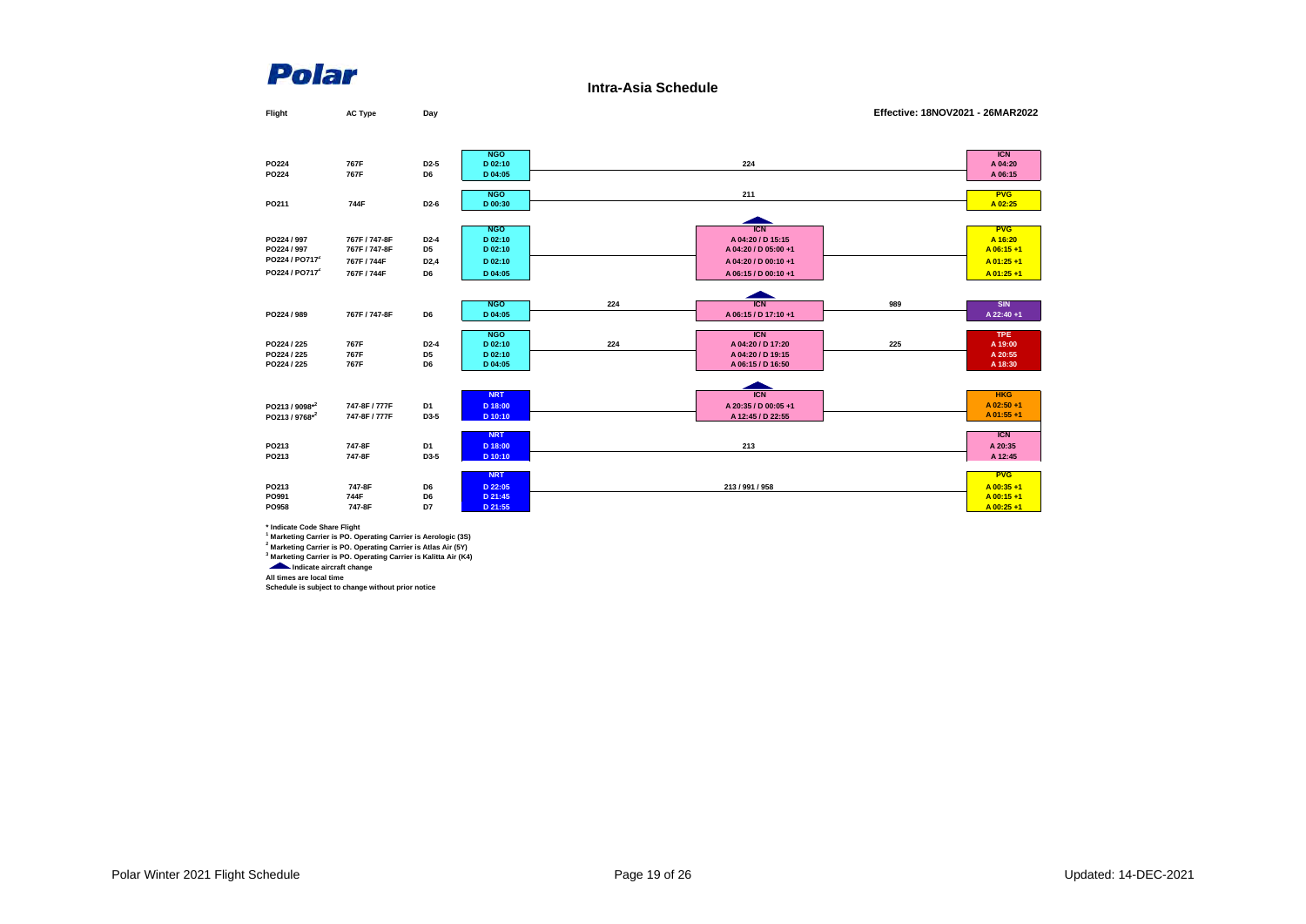**Polar**

## Intra-Asia Schedule

**Effective: 18NOV2021 - 26MAR2022**

| Flight | AC Type | Day | Origin | Via | Destination |
|---|---|---|---|---|---|
| PO224 | 767F | D2-5 | NGO D 02:10 | 224 | ICN A 04:20 |
| PO224 | 767F | D6 | NGO D 04:05 | 224 | ICN A 06:15 |
| PO211 | 744F | D2-6 | NGO D 00:30 | 211 | PVG A 02:25 |
| PO224 / 997 | 767F / 747-8F | D2-4 | NGO D 02:10 | ICN A 04:20 / D 15:15 | PVG A 16:20 |
| PO224 / 997 | 767F / 747-8F | D5 | NGO D 02:10 | ICN A 04:20 / D 05:00 +1 | PVG A 06:15 +1 |
| PO224 / PO717[4] | 767F / 744F | D2,4 | NGO D 02:10 | ICN A 04:20 / D 00:10 +1 | PVG A 01:25 +1 |
| PO224 / PO717[4] | 767F / 744F | D6 | NGO D 04:05 | ICN A 06:15 / D 00:10 +1 | PVG A 01:25 +1 |
| PO224 / 989 | 767F / 747-8F | D6 | NGO D 04:05 | 224 – ICN A 06:15 / D 17:10 +1 – 989 | SIN A 22:40 +1 |
| PO224 / 225 | 767F | D2-4 | NGO D 02:10 | 224 – ICN A 04:20 / D 17:20 – 225 | TPE A 19:00 |
| PO224 / 225 | 767F | D5 | NGO D 02:10 | ICN A 04:20 / D 19:15 | TPE A 20:55 |
| PO224 / 225 | 767F | D6 | NGO D 04:05 | ICN A 06:15 / D 16:50 | TPE A 18:30 |
| PO213 / 9098*[2] | 747-8F / 777F | D1 | NRT D 18:00 | ICN A 20:35 / D 00:05 +1 | HKG A 02:50 +1 |
| PO213 / 9768*[2] | 747-8F / 777F | D3-5 | NRT D 10:10 | ICN A 12:45 / D 22:55 | HKG A 01:55 +1 |
| PO213 | 747-8F | D1 | NRT D 18:00 | 213 | ICN A 20:35 |
| PO213 | 747-8F | D3-5 | NRT D 10:10 | 213 | ICN A 12:45 |
| PO213 | 747-8F | D6 | NRT D 22:05 | 213 / 991 / 958 | PVG A 00:35 +1 |
| PO991 | 744F | D6 | NRT D 21:45 | 213 / 991 / 958 | PVG A 00:15 +1 |
| PO958 | 747-8F | D7 | NRT D 21:55 | 213 / 991 / 958 | PVG A 00:25 +1 |

\* Indicate Code Share Flight

[1] Marketing Carrier is PO. Operating Carrier is Aerologic (3S)

[2] Marketing Carrier is PO. Operating Carrier is Atlas Air (5Y)

[3] Marketing Carrier is PO. Operating Carrier is Kalitta Air (K4)

▲ Indicate aircraft change (shown at ICN for all connecting flights via ICN)

All times are local time

Schedule is subject to change without prior notice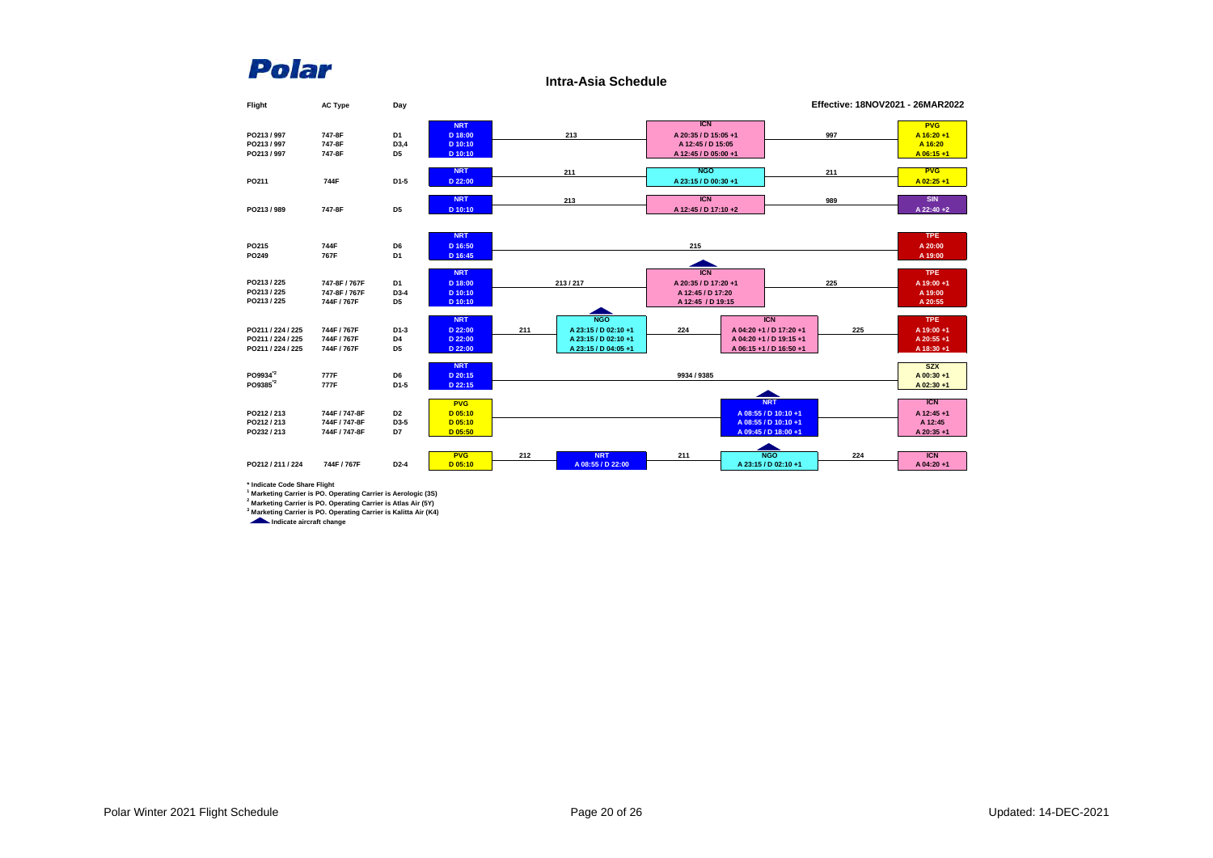# Polar

## Intra-Asia Schedule

Effective: 18NOV2021 - 26MAR2022

| Flight | AC Type | Day | Origin | Leg | Stop 1 | Leg | Stop 2 | Leg | Destination |
|---|---|---|---|---|---|---|---|---|---|
| PO213 / 997 | 747-8F | D1 | NRT D 18:00 | 213 | ICN A 20:35 / D 15:05 +1 | 997 | | | PVG A 16:20 +1 |
| PO213 / 997 | 747-8F | D3,4 | NRT D 10:10 | 213 | ICN A 12:45 / D 15:05 | 997 | | | PVG A 16:20 |
| PO213 / 997 | 747-8F | D5 | NRT D 10:10 | 213 | ICN A 12:45 / D 05:00 +1 | 997 | | | PVG A 06:15 +1 |
| PO211 | 744F | D1-5 | NRT D 22:00 | 211 | NGO A 23:15 / D 00:30 +1 | 211 | | | PVG A 02:25 +1 |
| PO213 / 989 | 747-8F | D5 | NRT D 10:10 | 213 | ICN A 12:45 / D 17:10 +2 | 989 | | | SIN A 22:40 +2 |
| PO215 | 744F | D6 | NRT D 16:50 | 215 | | | | | TPE A 20:00 |
| PO249 | 767F | D1 | NRT D 16:45 | 215 | | | | | TPE A 19:00 |
| PO213 / 225 | 747-8F / 767F | D1 | NRT D 18:00 | 213 / 217 | ICN (aircraft change) A 20:35 / D 17:20 +1 | 225 | | | TPE A 19:00 +1 |
| PO213 / 225 | 747-8F / 767F | D3-4 | NRT D 10:10 | 213 / 217 | ICN (aircraft change) A 12:45 / D 17:20 | 225 | | | TPE A 19:00 |
| PO213 / 225 | 744F / 767F | D5 | NRT D 10:10 | 213 / 217 | ICN (aircraft change) A 12:45 / D 19:15 | 225 | | | TPE A 20:55 |
| PO211 / 224 / 225 | 744F / 767F | D1-3 | NRT D 22:00 | 211 | NGO (aircraft change) A 23:15 / D 02:10 +1 | 224 | ICN A 04:20 +1 / D 17:20 +1 | 225 | TPE A 19:00 +1 |
| PO211 / 224 / 225 | 744F / 767F | D4 | NRT D 22:00 | 211 | NGO (aircraft change) A 23:15 / D 02:10 +1 | 224 | ICN A 04:20 +1 / D 19:15 +1 | 225 | TPE A 20:55 +1 |
| PO211 / 224 / 225 | 744F / 767F | D5 | NRT D 22:00 | 211 | NGO (aircraft change) A 23:15 / D 04:05 +1 | 224 | ICN A 06:15 +1 / D 16:50 +1 | 225 | TPE A 18:30 +1 |
| PO9934*[2] | 777F | D6 | NRT D 20:15 | 9934 / 9385 | | | | | SZX A 00:30 +1 |
| PO9385*[2] | 777F | D1-5 | NRT D 22:15 | 9934 / 9385 | | | | | SZX A 02:30 +1 |
| PO212 / 213 | 744F / 747-8F | D2 | PVG D 05:10 | | | | NRT (aircraft change) A 08:55 / D 10:10 +1 | | ICN A 12:45 +1 |
| PO212 / 213 | 744F / 747-8F | D3-5 | PVG D 05:10 | | | | NRT (aircraft change) A 08:55 / D 10:10 +1 | | ICN A 12:45 |
| PO232 / 213 | 744F / 747-8F | D7 | PVG D 05:50 | | | | NRT (aircraft change) A 09:45 / D 18:00 +1 | | ICN A 20:35 +1 |
| PO212 / 211 / 224 | 744F / 767F | D2-4 | PVG D 05:10 | 212 | NRT A 08:55 / D 22:00 | 211 | NGO (aircraft change) A 23:15 / D 02:10 +1 | 224 | ICN A 04:20 +1 |

\* Indicate Code Share Flight
[1] Marketing Carrier is PO. Operating Carrier is Aerologic (3S)
[2] Marketing Carrier is PO. Operating Carrier is Atlas Air (5Y)
[3] Marketing Carrier is PO. Operating Carrier is Kalitta Air (K4)
▲ Indicate aircraft change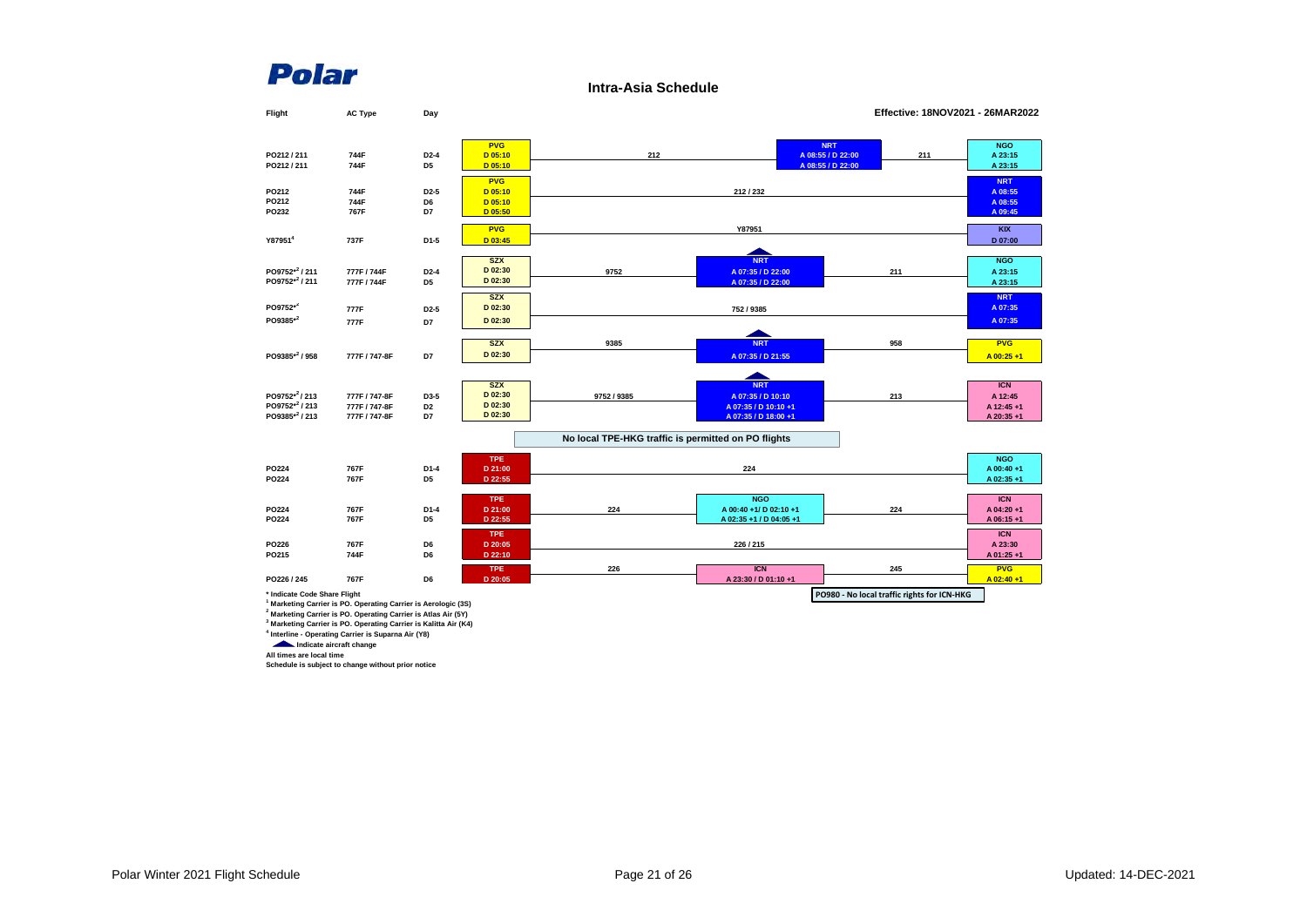**Polar**

# Intra-Asia Schedule

**Effective: 18NOV2021 - 26MAR2022**

| Flight | AC Type | Day | Origin | Segment | Intermediate | Segment | Destination |
|---|---|---|---|---|---|---|---|
| PO212 / 211 | 744F | D2-4 | PVG D 05:10 | 212 | NRT A 08:55 / D 22:00 | 211 | NGO A 23:15 |
| PO212 / 211 | 744F | D5 | PVG D 05:10 | 212 | NRT A 08:55 / D 22:00 | 211 | NGO A 23:15 |
| PO212 | 744F | D2-5 | PVG D 05:10 | 212 / 232 | | | NRT A 08:55 |
| PO212 | 744F | D6 | PVG D 05:10 | 212 / 232 | | | NRT A 08:55 |
| PO232 | 767F | D7 | PVG D 05:50 | 212 / 232 | | | NRT A 09:45 |
| Y87951[4] | 737F | D1-5 | PVG D 03:45 | Y87951 | | | KIX D 07:00 |
| PO9752*[2] / 211 | 777F / 744F | D2-4 | SZX D 02:30 | 9752 | NRT A 07:35 / D 22:00 (aircraft change) | 211 | NGO A 23:15 |
| PO9752*[2] / 211 | 777F / 744F | D5 | SZX D 02:30 | 9752 | NRT A 07:35 / D 22:00 (aircraft change) | 211 | NGO A 23:15 |
| PO9752*[2] | 777F | D2-5 | SZX D 02:30 | 752 / 9385 | | | NRT A 07:35 |
| PO9385*[2] | 777F | D7 | SZX D 02:30 | 752 / 9385 | | | NRT A 07:35 |
| PO9385*[2] / 958 | 777F / 747-8F | D7 | SZX D 02:30 | 9385 | NRT A 07:35 / D 21:55 (aircraft change) | 958 | PVG A 00:25 +1 |
| PO9752*[2] / 213 | 777F / 747-8F | D3-5 | SZX D 02:30 | 9752 / 9385 | NRT A 07:35 / D 10:10 (aircraft change) | 213 | ICN A 12:45 |
| PO9752*[2] / 213 | 777F / 747-8F | D2 | SZX D 02:30 | 9752 / 9385 | NRT A 07:35 / D 10:10 +1 (aircraft change) | 213 | ICN A 12:45 +1 |
| PO9385*[2] / 213 | 777F / 747-8F | D7 | SZX D 02:30 | 9752 / 9385 | NRT A 07:35 / D 18:00 +1 (aircraft change) | 213 | ICN A 20:35 +1 |

**No local TPE-HKG traffic is permitted on PO flights**

| Flight | AC Type | Day | Origin | Segment | Intermediate | Segment | Destination |
|---|---|---|---|---|---|---|---|
| PO224 | 767F | D1-4 | TPE D 21:00 | 224 | | | NGO A 00:40 +1 |
| PO224 | 767F | D5 | TPE D 22:55 | 224 | | | NGO A 02:35 +1 |
| PO224 | 767F | D1-4 | TPE D 21:00 | 224 | NGO A 00:40 +1/ D 02:10 +1 | 224 | ICN A 04:20 +1 |
| PO224 | 767F | D5 | TPE D 22:55 | 224 | NGO A 02:35 +1 / D 04:05 +1 | 224 | ICN A 06:15 +1 |
| PO226 | 767F | D6 | TPE D 20:05 | 226 / 215 | | | ICN A 23:30 |
| PO215 | 744F | D6 | TPE D 22:10 | 226 / 215 | | | ICN A 01:25 +1 |
| PO226 / 245 | 767F | D6 | TPE D 20:05 | 226 | ICN A 23:30 / D 01:10 +1 | 245 | PVG A 02:40 +1 |

**PO980 - No local traffic rights for ICN-HKG**

\* Indicate Code Share Flight
[1] Marketing Carrier is PO. Operating Carrier is Aerologic (3S)
[2] Marketing Carrier is PO. Operating Carrier is Atlas Air (5Y)
[3] Marketing Carrier is PO. Operating Carrier is Kalitta Air (K4)
[4] Interline - Operating Carrier is Suparna Air (Y8)
▲ Indicate aircraft change
All times are local time
Schedule is subject to change without prior notice

Polar Winter 2021 Flight Schedule — Updated: 14-DEC-2021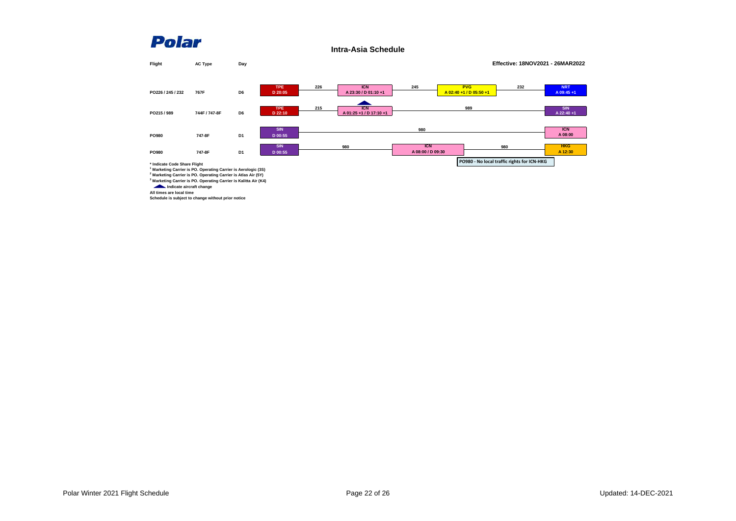**Polar**

## Intra-Asia Schedule

**Effective: 18NOV2021 - 26MAR2022**

| Flight | AC Type | Day | Origin | Flight No. | Stop | Flight No. | Stop | Flight No. | Destination |
|---|---|---|---|---|---|---|---|---|---|
| PO226 / 245 / 232 | 767F | D6 | TPE D 20:05 | 226 | ICN A 23:30 / D 01:10 +1 | 245 | PVG A 02:40 +1 / D 05:50 +1 | 232 | NRT A 09:45 +1 |
| PO215 / 989 | 744F / 747-8F | D6 | TPE D 22:10 | 215 | ICN A 01:25 +1 / D 17:10 +1 (aircraft change) | 989 | | | SIN A 22:40 +1 |
| PO980 | 747-8F | D1 | SIN D 00:55 | 980 | | | | | ICN A 08:00 |
| PO980 | 747-8F | D1 | SIN D 00:55 | 980 | ICN A 08:00 / D 09:30 | 980 | | | HKG A 12:30 |

PO980 - No local traffic rights for ICN-HKG

\* Indicate Code Share Flight

[1] Marketing Carrier is PO. Operating Carrier is Aerologic (3S)

[2] Marketing Carrier is PO. Operating Carrier is Atlas Air (5Y)

[3] Marketing Carrier is PO. Operating Carrier is Kalitta Air (K4)

▲ Indicate aircraft change

All times are local time

Schedule is subject to change without prior notice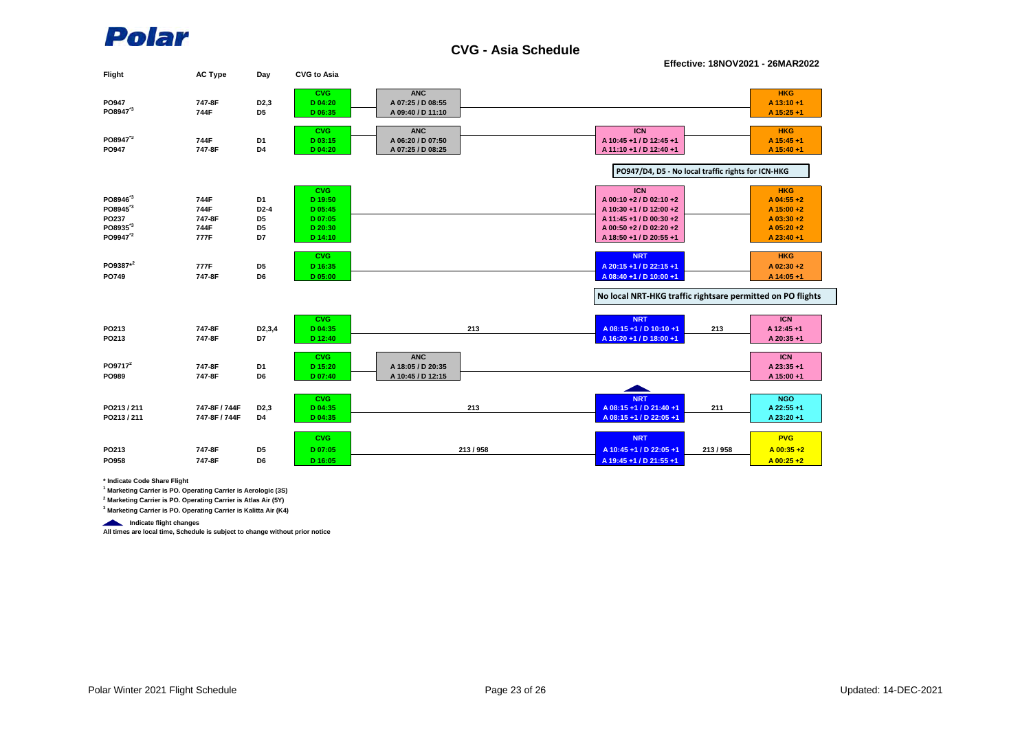# Polar

## CVG - Asia Schedule

**Effective: 18NOV2021 - 26MAR2022**

| Flight | AC Type | Day | CVG | ANC | NRT / ICN | Via Flight | Destination |
|---|---|---|---|---|---|---|---|
| PO947 | 747-8F | D2,3 | D 04:20 | A 07:25 / D 08:55 | | | HKG A 13:10 +1 |
| PO8947*3 | 744F | D5 | D 06:35 | A 09:40 / D 11:10 | | | HKG A 15:25 +1 |
| PO8947*3 | 744F | D1 | D 03:15 | A 06:20 / D 07:50 | ICN A 10:45 +1 / D 12:45 +1 | | HKG A 15:45 +1 |
| PO947 | 747-8F | D4 | D 04:20 | A 07:25 / D 08:25 | ICN A 11:10 +1 / D 12:40 +1 | | HKG A 15:40 +1 |
| PO8946*3 | 744F | D1 | D 19:50 | | ICN A 00:10 +2 / D 02:10 +2 | | HKG A 04:55 +2 |
| PO8945*3 | 744F | D2-4 | D 05:45 | | ICN A 10:30 +1 / D 12:00 +2 | | HKG A 15:00 +2 |
| PO237 | 747-8F | D5 | D 07:05 | | ICN A 11:45 +1 / D 00:30 +2 | | HKG A 03:30 +2 |
| PO8935*3 | 744F | D5 | D 20:30 | | ICN A 00:50 +2 / D 02:20 +2 | | HKG A 05:20 +2 |
| PO9947*2 | 777F | D7 | D 14:10 | | ICN A 18:50 +1 / D 20:55 +1 | | HKG A 23:40 +1 |
| PO9387*2 | 777F | D5 | D 16:35 | | NRT A 20:15 +1 / D 22:15 +1 | | HKG A 02:30 +2 |
| PO749 | 747-8F | D6 | D 05:00 | | NRT A 08:40 +1 / D 10:00 +1 | | HKG A 14:05 +1 |
| PO213 | 747-8F | D2,3,4 | D 04:35 | | NRT A 08:15 +1 / D 10:10 +1 | 213 | ICN A 12:45 +1 |
| PO213 | 747-8F | D7 | D 12:40 | | NRT A 16:20 +1 / D 18:00 +1 | | ICN A 20:35 +1 |
| PO9717*2 | 747-8F | D1 | D 15:20 | A 18:05 / D 20:35 | | | ICN A 23:35 +1 |
| PO989 | 747-8F | D6 | D 07:40 | A 10:45 / D 12:15 | | | ICN A 15:00 +1 |
| PO213 / 211 | 747-8F / 744F | D2,3 | D 04:35 | | NRT A 08:15 +1 / D 21:40 +1 | 211 | NGO A 22:55 +1 |
| PO213 / 211 | 747-8F / 744F | D4 | D 04:35 | | NRT A 08:15 +1 / D 22:05 +1 | | NGO A 23:20 +1 |
| PO213 | 747-8F | D5 | D 07:05 | | NRT A 10:45 +1 / D 22:05 +1 | 213 / 958 | PVG A 00:35 +2 |
| PO958 | 747-8F | D6 | D 16:05 | | NRT A 19:45 +1 / D 21:55 +1 | | PVG A 00:25 +2 |

PO947/D4, D5 - No local traffic rights for ICN-HKG

No local NRT-HKG traffic rightsare permitted on PO flights

\* Indicate Code Share Flight

[1] Marketing Carrier is PO. Operating Carrier is Aerologic (3S)

[2] Marketing Carrier is PO. Operating Carrier is Atlas Air (5Y)

[3] Marketing Carrier is PO. Operating Carrier is Kalitta Air (K4)

▲ Indicate flight changes

All times are local time, Schedule is subject to change without prior notice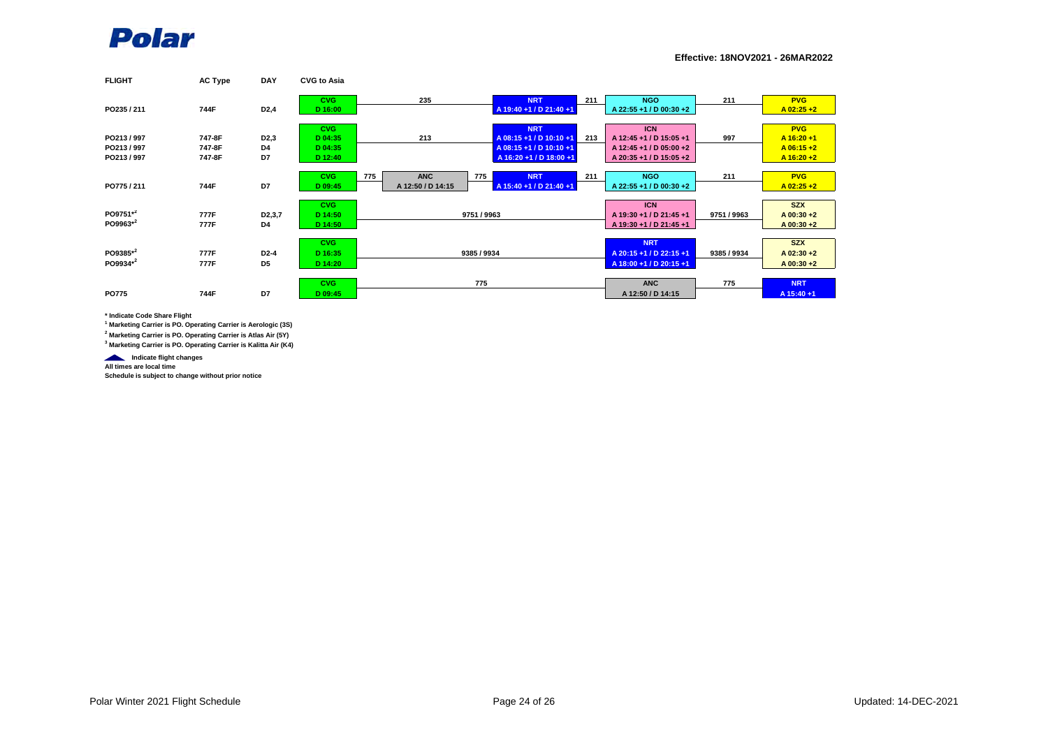**Polar**

**Effective: 18NOV2021 - 26MAR2022**

| FLIGHT | AC Type | DAY | CVG to Asia | | | | | | | |
|---|---|---|---|---|---|---|---|---|---|---|
| PO235 / 211 | 744F | D2,4 | CVG D 16:00 | 235 | | NRT A 19:40 +1 / D 21:40 +1 | 211 | NGO A 22:55 +1 / D 00:30 +2 | 211 | PVG A 02:25 +2 |
| PO213 / 997 | 747-8F | D2,3 | CVG D 04:35 | 213 | | NRT A 08:15 +1 / D 10:10 +1 | 213 | ICN A 12:45 +1 / D 15:05 +1 | 997 | PVG A 16:20 +1 |
| PO213 / 997 | 747-8F | D4 | CVG D 04:35 | | | NRT A 08:15 +1 / D 10:10 +1 | | ICN A 12:45 +1 / D 05:00 +2 | | PVG A 06:15 +2 |
| PO213 / 997 | 747-8F | D7 | CVG D 12:40 | | | NRT A 16:20 +1 / D 18:00 +1 | | ICN A 20:35 +1 / D 15:05 +2 | | PVG A 16:20 +2 |
| PO775 / 211 | 744F | D7 | CVG D 09:45 | 775 | ANC A 12:50 / D 14:15 | 775 NRT A 15:40 +1 / D 21:40 +1 | 211 | NGO A 22:55 +1 / D 00:30 +2 | 211 | PVG A 02:25 +2 |
| PO9751*[2] | 777F | D2,3,7 | CVG D 14:50 | 9751 / 9963 | | | | ICN A 19:30 +1 / D 21:45 +1 | 9751 / 9963 | SZX A 00:30 +2 |
| PO9963*[2] | 777F | D4 | CVG D 14:50 | | | | | ICN A 19:30 +1 / D 21:45 +1 | | SZX A 00:30 +2 |
| PO9385*[2] | 777F | D2-4 | CVG D 16:35 | 9385 / 9934 | | | | NRT A 20:15 +1 / D 22:15 +1 | 9385 / 9934 | SZX A 02:30 +2 |
| PO9934*[2] | 777F | D5 | CVG D 14:20 | | | | | NRT A 18:00 +1 / D 20:15 +1 | | SZX A 00:30 +2 |
| PO775 | 744F | D7 | CVG D 09:45 | 775 | | | | ANC A 12:50 / D 14:15 | 775 | NRT A 15:40 +1 |

\* Indicate Code Share Flight

[1] Marketing Carrier is PO. Operating Carrier is Aerologic (3S)

[2] Marketing Carrier is PO. Operating Carrier is Atlas Air (5Y)

[3] Marketing Carrier is PO. Operating Carrier is Kalitta Air (K4)

Indicate flight changes

All times are local time

Schedule is subject to change without prior notice

Polar Winter 2021 Flight Schedule

Updated: 14-DEC-2021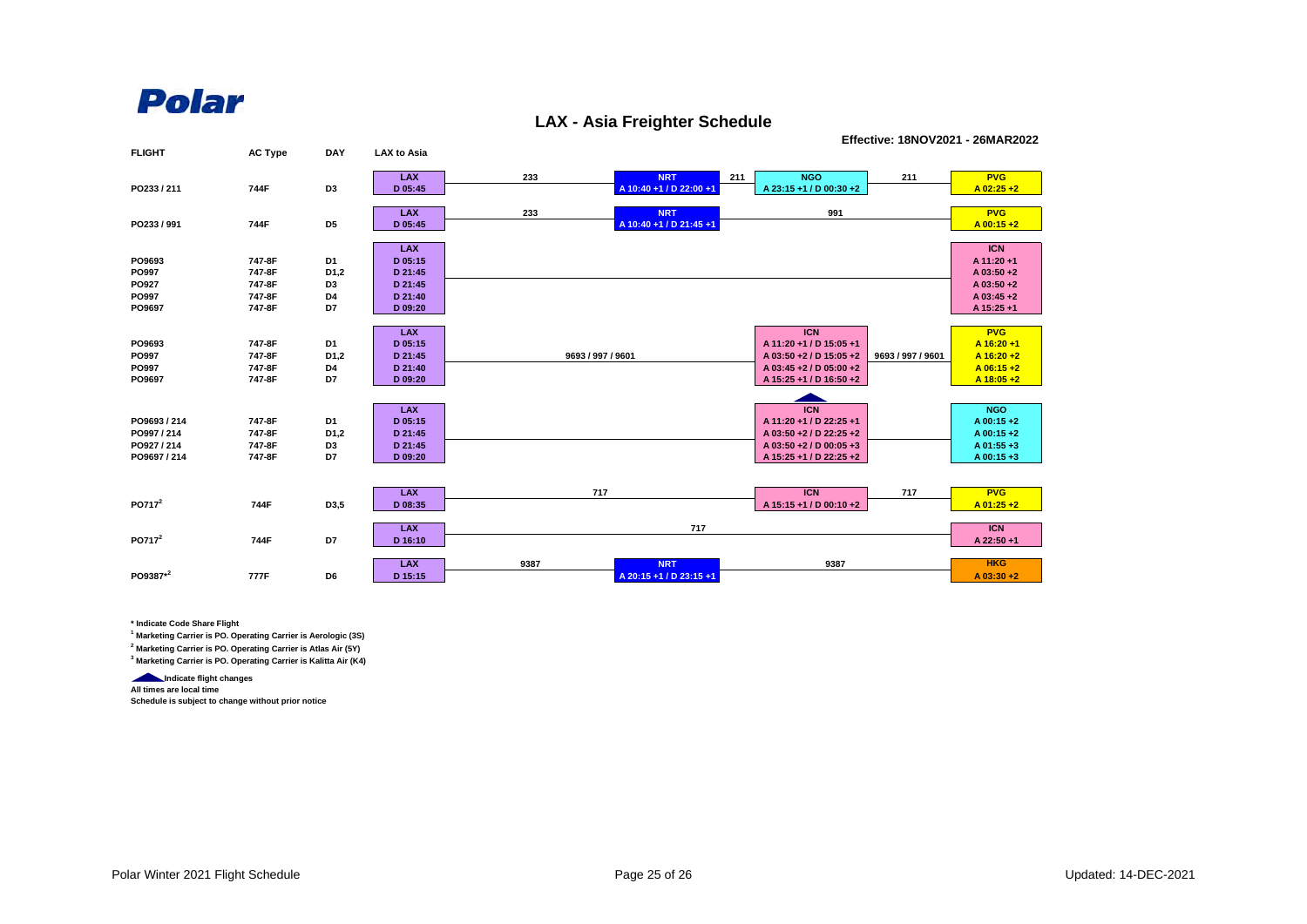**Polar**

# LAX - Asia Freighter Schedule

**Effective: 18NOV2021 - 26MAR2022**

| FLIGHT | AC Type | DAY | LAX to Asia | Flight | Stop 1 | Flight | Stop 2 | Flight | Destination |
|---|---|---|---|---|---|---|---|---|---|
| PO233 / 211 | 744F | D3 | LAX D 05:45 | 233 | NRT A 10:40 +1 / D 22:00 +1 | 211 | NGO A 23:15 +1 / D 00:30 +2 | 211 | PVG A 02:25 +2 |
| PO233 / 991 | 744F | D5 | LAX D 05:45 | 233 | NRT A 10:40 +1 / D 21:45 +1 | 991 | | | PVG A 00:15 +2 |
| PO9693 | 747-8F | D1 | LAX D 05:15 | | | | | | ICN A 11:20 +1 |
| PO997 | 747-8F | D1,2 | LAX D 21:45 | | | | | | ICN A 03:50 +2 |
| PO927 | 747-8F | D3 | LAX D 21:45 | | | | | | ICN A 03:50 +2 |
| PO997 | 747-8F | D4 | LAX D 21:40 | | | | | | ICN A 03:45 +2 |
| PO9697 | 747-8F | D7 | LAX D 09:20 | | | | | | ICN A 15:25 +1 |
| PO9693 | 747-8F | D1 | LAX D 05:15 | 9693 / 997 / 9601 | | | ICN A 11:20 +1 / D 15:05 +1 | 9693 / 997 / 9601 | PVG A 16:20 +1 |
| PO997 | 747-8F | D1,2 | LAX D 21:45 | 9693 / 997 / 9601 | | | ICN A 03:50 +2 / D 15:05 +2 | 9693 / 997 / 9601 | PVG A 16:20 +2 |
| PO997 | 747-8F | D4 | LAX D 21:40 | 9693 / 997 / 9601 | | | ICN A 03:45 +2 / D 05:00 +2 | 9693 / 997 / 9601 | PVG A 06:15 +2 |
| PO9697 | 747-8F | D7 | LAX D 09:20 | 9693 / 997 / 9601 | | | ICN A 15:25 +1 / D 16:50 +2 | 9693 / 997 / 9601 | PVG A 18:05 +2 |
| PO9693 / 214 | 747-8F | D1 | LAX D 05:15 | | | | ICN A 11:20 +1 / D 22:25 +1 | | NGO A 00:15 +2 |
| PO997 / 214 | 747-8F | D1,2 | LAX D 21:45 | | | | ICN A 03:50 +2 / D 22:25 +2 | | NGO A 00:15 +2 |
| PO927 / 214 | 747-8F | D3 | LAX D 21:45 | | | | ICN A 03:50 +2 / D 00:05 +3 | | NGO A 01:55 +3 |
| PO9697 / 214 | 747-8F | D7 | LAX D 09:20 | | | | ICN A 15:25 +1 / D 22:25 +2 | | NGO A 00:15 +3 |
| PO717[2] | 744F | D3,5 | LAX D 08:35 | 717 | | | ICN A 15:15 +1 / D 00:10 +2 | 717 | PVG A 01:25 +2 |
| PO717[2] | 744F | D7 | LAX D 16:10 | 717 | | | | | ICN A 22:50 +1 |
| PO9387*[2] | 777F | D6 | LAX D 15:15 | 9387 | NRT A 20:15 +1 / D 23:15 +1 | 9387 | | | HKG A 03:30 +2 |

\* Indicate Code Share Flight

[1] Marketing Carrier is PO. Operating Carrier is Aerologic (3S)

[2] Marketing Carrier is PO. Operating Carrier is Atlas Air (5Y)

[3] Marketing Carrier is PO. Operating Carrier is Kalitta Air (K4)

▲ Indicate flight changes

All times are local time

Schedule is subject to change without prior notice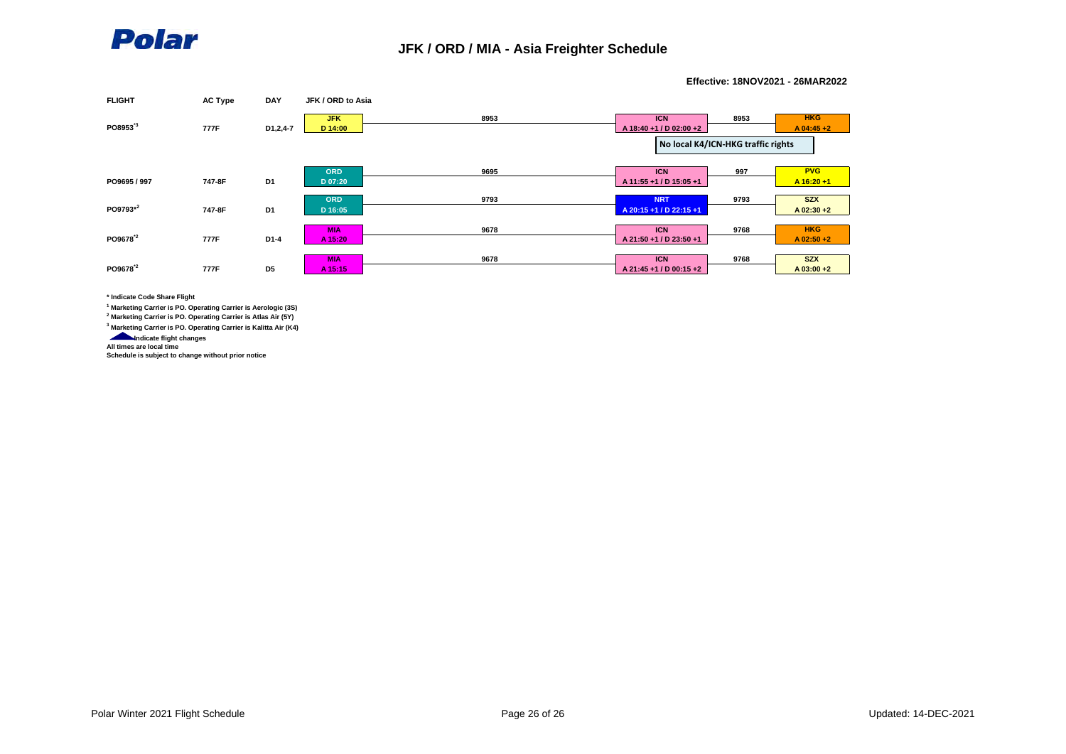**Polar**

# JFK / ORD / MIA - Asia Freighter Schedule

**Effective: 18NOV2021 - 26MAR2022**

| FLIGHT | AC Type | DAY | JFK / ORD to Asia | Flight | Station | Flight | Station |
|---|---|---|---|---|---|---|---|
| PO8953*[3] | 777F | D1,2,4-7 | JFK D 14:00 | 8953 | ICN A 18:40 +1 / D 02:00 +2 | 8953 | HKG A 04:45 +2 |
| | | | | | No local K4/ICN-HKG traffic rights | | |
| PO9695 / 997 | 747-8F | D1 | ORD D 07:20 | 9695 | ICN A 11:55 +1 / D 15:05 +1 | 997 | PVG A 16:20 +1 |
| PO9793*[2] | 747-8F | D1 | ORD D 16:05 | 9793 | NRT A 20:15 +1 / D 22:15 +1 | 9793 | SZX A 02:30 +2 |
| PO9678*[2] | 777F | D1-4 | MIA A 15:20 | 9678 | ICN A 21:50 +1 / D 23:50 +1 | 9768 | HKG A 02:50 +2 |
| PO9678*[2] | 777F | D5 | MIA A 15:15 | 9678 | ICN A 21:45 +1 / D 00:15 +2 | 9768 | SZX A 03:00 +2 |

**\* Indicate Code Share Flight**

**[1] Marketing Carrier is PO. Operating Carrier is Aerologic (3S)**

**[2] Marketing Carrier is PO. Operating Carrier is Atlas Air (5Y)**

**[3] Marketing Carrier is PO. Operating Carrier is Kalitta Air (K4)**

**Indicate flight changes**

**All times are local time**

**Schedule is subject to change without prior notice**